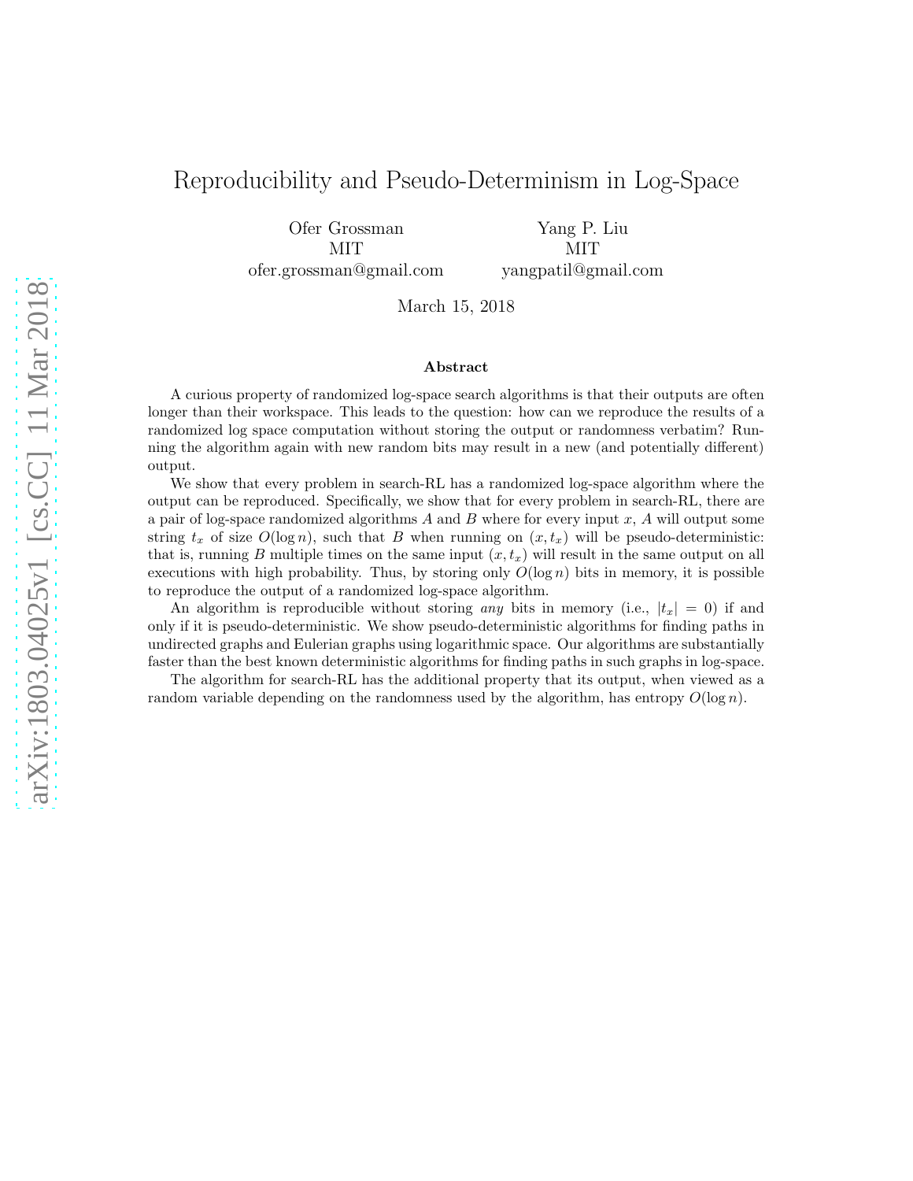# Reproducibility and Pseudo-Determinism in Log-Space

Ofer Grossman
MIT
ofer.grossman@gmail.com

Yang P. Liu
MIT
yangpatil@gmail.com

March 15, 2018

### Abstract

A curious property of randomized log-space search algorithms is that their outputs are often longer than their workspace. This leads to the question: how can we reproduce the results of a randomized log space computation without storing the output or randomness verbatim? Running the algorithm again with new random bits may result in a new (and potentially different) output.

We show that every problem in search-RL has a randomized log-space algorithm where the output can be reproduced. Specifically, we show that for every problem in search-RL, there are a pair of log-space randomized algorithms $A$ and $B$ where for every input $x$, $A$ will output some string $t_x$ of size $O(\log n)$, such that $B$ when running on $(x, t_x)$ will be pseudo-deterministic: that is, running $B$ multiple times on the same input $(x, t_x)$ will result in the same output on all executions with high probability. Thus, by storing only $O(\log n)$ bits in memory, it is possible to reproduce the output of a randomized log-space algorithm.

An algorithm is reproducible without storing *any* bits in memory (i.e., $|t_x| = 0$) if and only if it is pseudo-deterministic. We show pseudo-deterministic algorithms for finding paths in undirected graphs and Eulerian graphs using logarithmic space. Our algorithms are substantially faster than the best known deterministic algorithms for finding paths in such graphs in log-space.

The algorithm for search-RL has the additional property that its output, when viewed as a random variable depending on the randomness used by the algorithm, has entropy $O(\log n)$.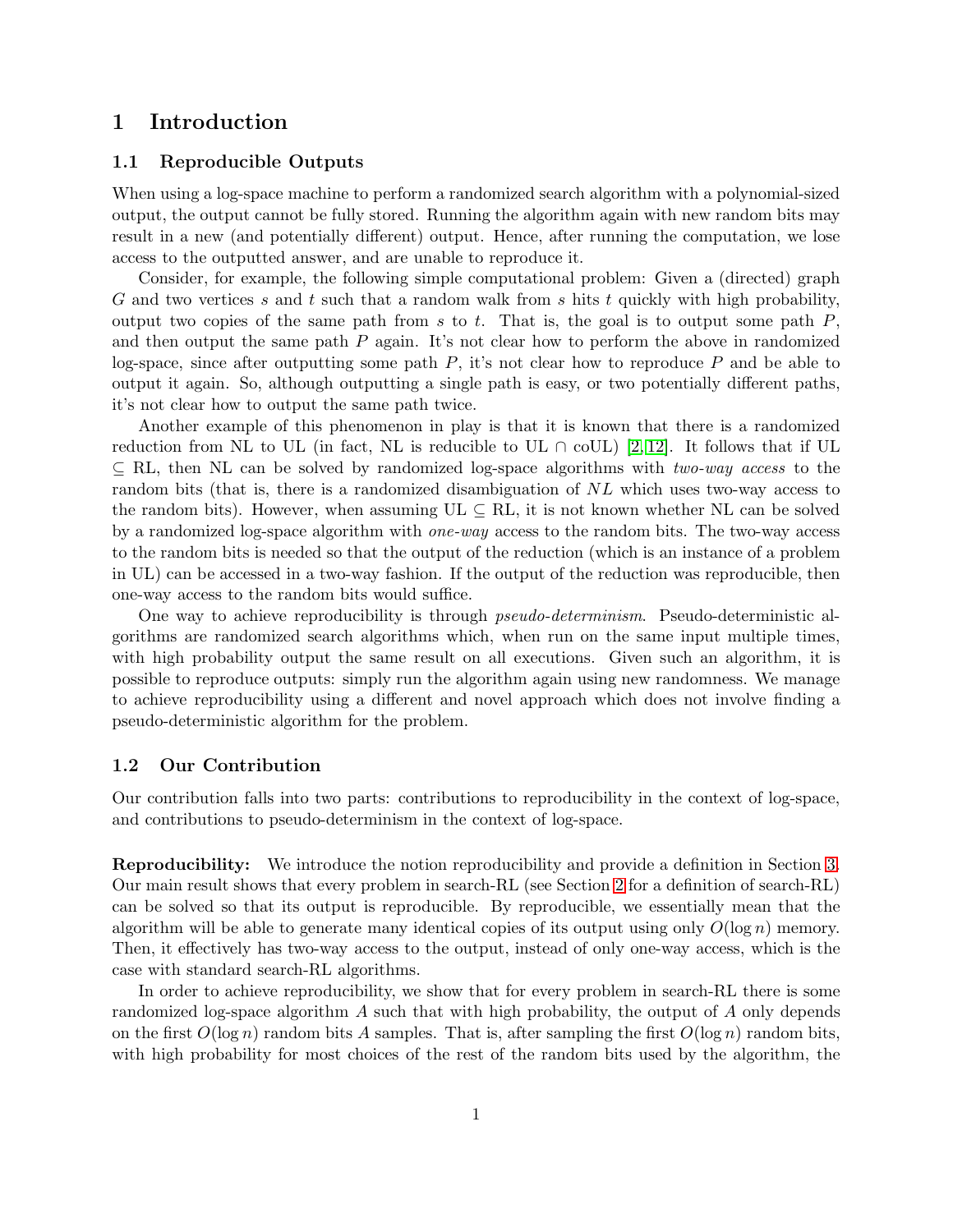# 1 Introduction

## 1.1 Reproducible Outputs

When using a log-space machine to perform a randomized search algorithm with a polynomial-sized output, the output cannot be fully stored. Running the algorithm again with new random bits may result in a new (and potentially different) output. Hence, after running the computation, we lose access to the outputted answer, and are unable to reproduce it.

Consider, for example, the following simple computational problem: Given a (directed) graph $G$ and two vertices $s$ and $t$ such that a random walk from $s$ hits $t$ quickly with high probability, output two copies of the same path from $s$ to $t$. That is, the goal is to output some path $P$, and then output the same path $P$ again. It's not clear how to perform the above in randomized log-space, since after outputting some path $P$, it's not clear how to reproduce $P$ and be able to output it again. So, although outputting a single path is easy, or two potentially different paths, it's not clear how to output the same path twice.

Another example of this phenomenon in play is that it is known that there is a randomized reduction from NL to UL (in fact, NL is reducible to UL $\cap$ coUL) [2, 12]. It follows that if UL $\subseteq$ RL, then NL can be solved by randomized log-space algorithms with *two-way access* to the random bits (that is, there is a randomized disambiguation of $NL$ which uses two-way access to the random bits). However, when assuming UL $\subseteq$ RL, it is not known whether NL can be solved by a randomized log-space algorithm with *one-way* access to the random bits. The two-way access to the random bits is needed so that the output of the reduction (which is an instance of a problem in UL) can be accessed in a two-way fashion. If the output of the reduction was reproducible, then one-way access to the random bits would suffice.

One way to achieve reproducibility is through *pseudo-determinism*. Pseudo-deterministic algorithms are randomized search algorithms which, when run on the same input multiple times, with high probability output the same result on all executions. Given such an algorithm, it is possible to reproduce outputs: simply run the algorithm again using new randomness. We manage to achieve reproducibility using a different and novel approach which does not involve finding a pseudo-deterministic algorithm for the problem.

## 1.2 Our Contribution

Our contribution falls into two parts: contributions to reproducibility in the context of log-space, and contributions to pseudo-determinism in the context of log-space.

**Reproducibility:** We introduce the notion reproducibility and provide a definition in Section 3. Our main result shows that every problem in search-RL (see Section 2 for a definition of search-RL) can be solved so that its output is reproducible. By reproducible, we essentially mean that the algorithm will be able to generate many identical copies of its output using only $O(\log n)$ memory. Then, it effectively has two-way access to the output, instead of only one-way access, which is the case with standard search-RL algorithms.

In order to achieve reproducibility, we show that for every problem in search-RL there is some randomized log-space algorithm $A$ such that with high probability, the output of $A$ only depends on the first $O(\log n)$ random bits $A$ samples. That is, after sampling the first $O(\log n)$ random bits, with high probability for most choices of the rest of the random bits used by the algorithm, the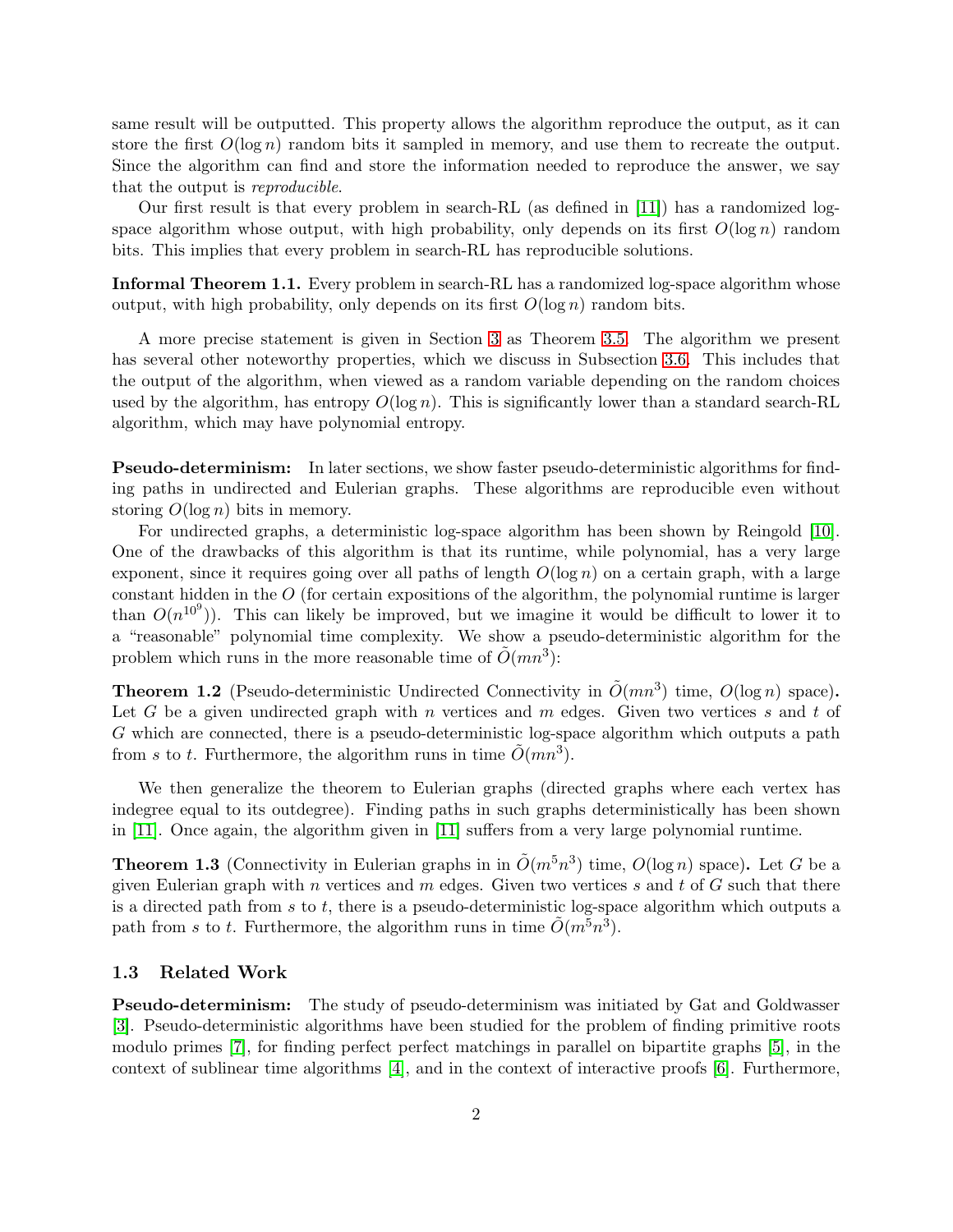same result will be outputted. This property allows the algorithm reproduce the output, as it can store the first $O(\log n)$ random bits it sampled in memory, and use them to recreate the output. Since the algorithm can find and store the information needed to reproduce the answer, we say that the output is *reproducible*.

Our first result is that every problem in search-RL (as defined in [11]) has a randomized log-space algorithm whose output, with high probability, only depends on its first $O(\log n)$ random bits. This implies that every problem in search-RL has reproducible solutions.

**Informal Theorem 1.1.** Every problem in search-RL has a randomized log-space algorithm whose output, with high probability, only depends on its first $O(\log n)$ random bits.

A more precise statement is given in Section 3 as Theorem 3.5. The algorithm we present has several other noteworthy properties, which we discuss in Subsection 3.6. This includes that the output of the algorithm, when viewed as a random variable depending on the random choices used by the algorithm, has entropy $O(\log n)$. This is significantly lower than a standard search-RL algorithm, which may have polynomial entropy.

**Pseudo-determinism:** In later sections, we show faster pseudo-deterministic algorithms for finding paths in undirected and Eulerian graphs. These algorithms are reproducible even without storing $O(\log n)$ bits in memory.

For undirected graphs, a deterministic log-space algorithm has been shown by Reingold [10]. One of the drawbacks of this algorithm is that its runtime, while polynomial, has a very large exponent, since it requires going over all paths of length $O(\log n)$ on a certain graph, with a large constant hidden in the $O$ (for certain expositions of the algorithm, the polynomial runtime is larger than $O(n^{10^9})$). This can likely be improved, but we imagine it would be difficult to lower it to a "reasonable" polynomial time complexity. We show a pseudo-deterministic algorithm for the problem which runs in the more reasonable time of $\tilde{O}(mn^3)$:

**Theorem 1.2** (Pseudo-deterministic Undirected Connectivity in $\tilde{O}(mn^3)$ time, $O(\log n)$ space)**.** Let $G$ be a given undirected graph with $n$ vertices and $m$ edges. Given two vertices $s$ and $t$ of $G$ which are connected, there is a pseudo-deterministic log-space algorithm which outputs a path from $s$ to $t$. Furthermore, the algorithm runs in time $\tilde{O}(mn^3)$.

We then generalize the theorem to Eulerian graphs (directed graphs where each vertex has indegree equal to its outdegree). Finding paths in such graphs deterministically has been shown in [11]. Once again, the algorithm given in [11] suffers from a very large polynomial runtime.

**Theorem 1.3** (Connectivity in Eulerian graphs in in $\tilde{O}(m^5n^3)$ time, $O(\log n)$ space)**.** Let $G$ be a given Eulerian graph with $n$ vertices and $m$ edges. Given two vertices $s$ and $t$ of $G$ such that there is a directed path from $s$ to $t$, there is a pseudo-deterministic log-space algorithm which outputs a path from $s$ to $t$. Furthermore, the algorithm runs in time $\tilde{O}(m^5n^3)$.

### 1.3 Related Work

**Pseudo-determinism:** The study of pseudo-determinism was initiated by Gat and Goldwasser [3]. Pseudo-deterministic algorithms have been studied for the problem of finding primitive roots modulo primes [7], for finding perfect perfect matchings in parallel on bipartite graphs [5], in the context of sublinear time algorithms [4], and in the context of interactive proofs [6]. Furthermore,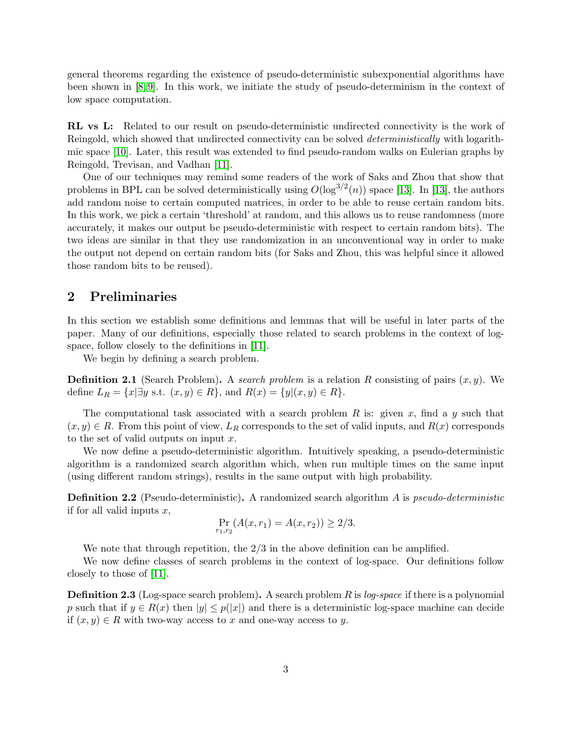general theorems regarding the existence of pseudo-deterministic subexponential algorithms have been shown in [8,9]. In this work, we initiate the study of pseudo-determinism in the context of low space computation.

**RL vs L:** Related to our result on pseudo-deterministic undirected connectivity is the work of Reingold, which showed that undirected connectivity can be solved *deterministically* with logarithmic space [10]. Later, this result was extended to find pseudo-random walks on Eulerian graphs by Reingold, Trevisan, and Vadhan [11].

One of our techniques may remind some readers of the work of Saks and Zhou that show that problems in BPL can be solved deterministically using $O(\log^{3/2}(n))$ space [13]. In [13], the authors add random noise to certain computed matrices, in order to be able to reuse certain random bits. In this work, we pick a certain 'threshold' at random, and this allows us to reuse randomness (more accurately, it makes our output be pseudo-deterministic with respect to certain random bits). The two ideas are similar in that they use randomization in an unconventional way in order to make the output not depend on certain random bits (for Saks and Zhou, this was helpful since it allowed those random bits to be reused).

## 2 Preliminaries

In this section we establish some definitions and lemmas that will be useful in later parts of the paper. Many of our definitions, especially those related to search problems in the context of log-space, follow closely to the definitions in [11].

We begin by defining a search problem.

**Definition 2.1** (Search Problem)**.** A *search problem* is a relation $R$ consisting of pairs $(x, y)$. We define $L_R = \{x|\exists y \text{ s.t. } (x, y) \in R\}$, and $R(x) = \{y|(x, y) \in R\}$.

The computational task associated with a search problem $R$ is: given $x$, find a $y$ such that $(x, y) \in R$. From this point of view, $L_R$ corresponds to the set of valid inputs, and $R(x)$ corresponds to the set of valid outputs on input $x$.

We now define a pseudo-deterministic algorithm. Intuitively speaking, a pseudo-deterministic algorithm is a randomized search algorithm which, when run multiple times on the same input (using different random strings), results in the same output with high probability.

**Definition 2.2** (Pseudo-deterministic)**.** A randomized search algorithm $A$ is *pseudo-deterministic* if for all valid inputs $x$,

$$\Pr_{r_1, r_2}(A(x, r_1) = A(x, r_2)) \geq 2/3.$$

We note that through repetition, the 2/3 in the above definition can be amplified.

We now define classes of search problems in the context of log-space. Our definitions follow closely to those of [11].

**Definition 2.3** (Log-space search problem)**.** A search problem $R$ is *log-space* if there is a polynomial $p$ such that if $y \in R(x)$ then $|y| \leq p(|x|)$ and there is a deterministic log-space machine can decide if $(x, y) \in R$ with two-way access to $x$ and one-way access to $y$.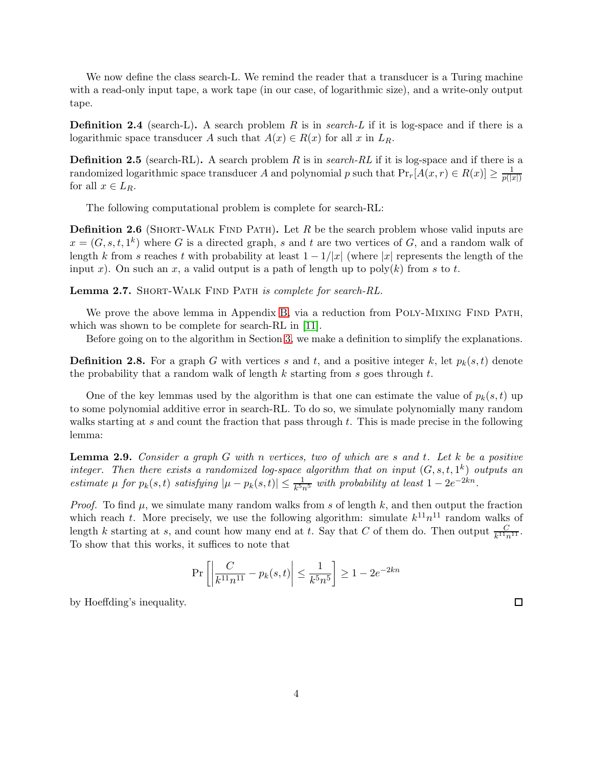We now define the class search-L. We remind the reader that a transducer is a Turing machine with a read-only input tape, a work tape (in our case, of logarithmic size), and a write-only output tape.

**Definition 2.4** (search-L)**.** A search problem $R$ is in *search-L* if it is log-space and if there is a logarithmic space transducer $A$ such that $A(x) \in R(x)$ for all $x$ in $L_R$.

**Definition 2.5** (search-RL)**.** A search problem $R$ is in *search-RL* if it is log-space and if there is a randomized logarithmic space transducer $A$ and polynomial $p$ such that $\Pr_r[A(x,r) \in R(x)] \geq \frac{1}{p(|x|)}$ for all $x \in L_R$.

The following computational problem is complete for search-RL:

**Definition 2.6** (Short-Walk Find Path)**.** Let $R$ be the search problem whose valid inputs are $x = (G, s, t, 1^k)$ where $G$ is a directed graph, $s$ and $t$ are two vertices of $G$, and a random walk of length $k$ from $s$ reaches $t$ with probability at least $1 - 1/|x|$ (where $|x|$ represents the length of the input $x$). On such an $x$, a valid output is a path of length up to poly$(k)$ from $s$ to $t$.

**Lemma 2.7.** *Short-Walk Find Path is complete for search-RL.*

We prove the above lemma in Appendix B, via a reduction from Poly-Mixing Find Path, which was shown to be complete for search-RL in [11].

Before going on to the algorithm in Section 3, we make a definition to simplify the explanations.

**Definition 2.8.** For a graph $G$ with vertices $s$ and $t$, and a positive integer $k$, let $p_k(s,t)$ denote the probability that a random walk of length $k$ starting from $s$ goes through $t$.

One of the key lemmas used by the algorithm is that one can estimate the value of $p_k(s,t)$ up to some polynomial additive error in search-RL. To do so, we simulate polynomially many random walks starting at $s$ and count the fraction that pass through $t$. This is made precise in the following lemma:

**Lemma 2.9.** *Consider a graph $G$ with $n$ vertices, two of which are $s$ and $t$. Let $k$ be a positive integer. Then there exists a randomized log-space algorithm that on input $(G, s, t, 1^k)$ outputs an estimate $\mu$ for $p_k(s,t)$ satisfying $|\mu - p_k(s,t)| \leq \frac{1}{k^5 n^5}$ with probability at least $1 - 2e^{-2kn}$.*

*Proof.* To find $\mu$, we simulate many random walks from $s$ of length $k$, and then output the fraction which reach $t$. More precisely, we use the following algorithm: simulate $k^{11}n^{11}$ random walks of length $k$ starting at $s$, and count how many end at $t$. Say that $C$ of them do. Then output $\frac{C}{k^{11}n^{11}}$. To show that this works, it suffices to note that

$$\Pr\left[\left|\frac{C}{k^{11}n^{11}} - p_k(s,t)\right| \leq \frac{1}{k^5 n^5}\right] \geq 1 - 2e^{-2kn}$$

by Hoeffding's inequality. $\square$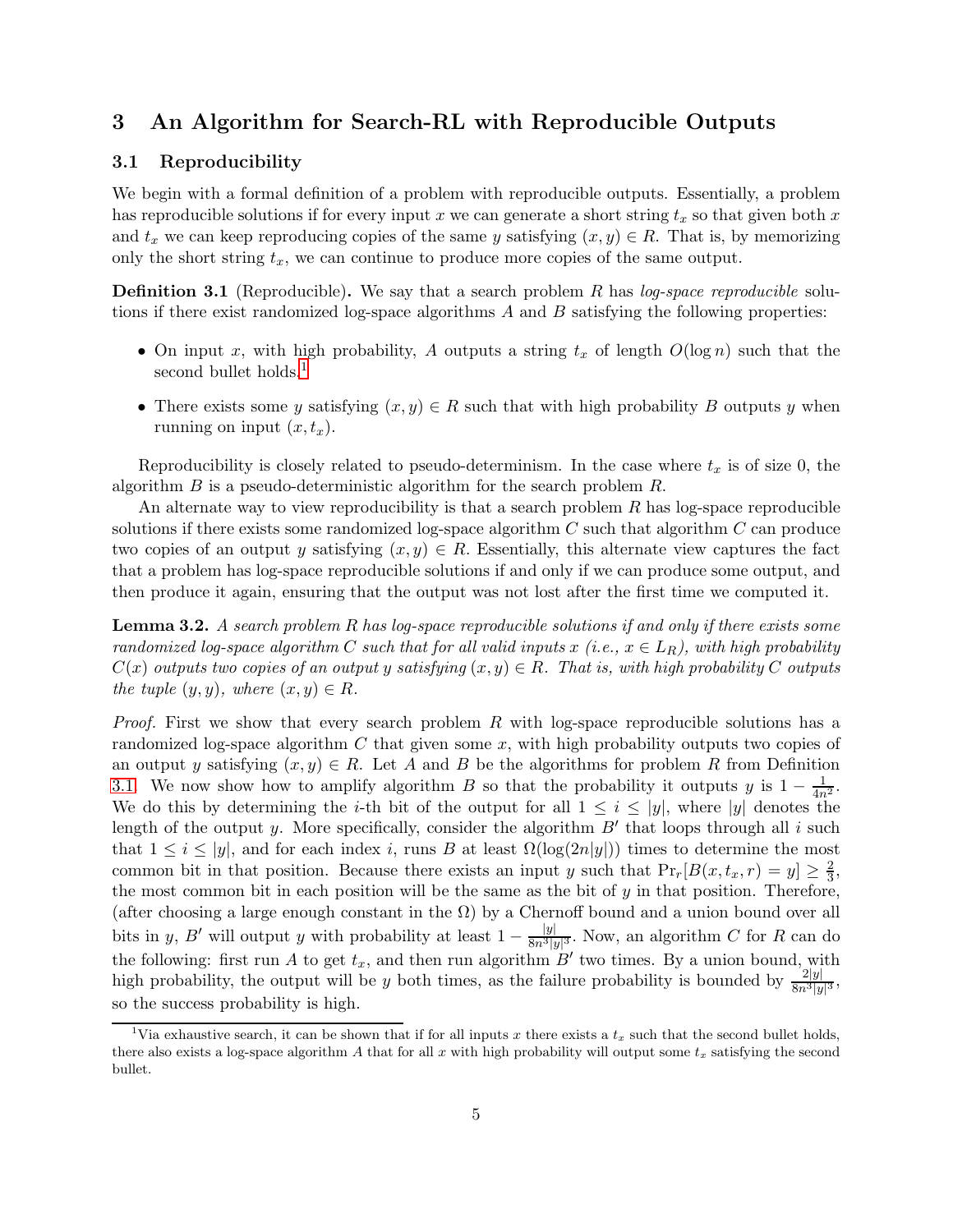## 3 An Algorithm for Search-RL with Reproducible Outputs

### 3.1 Reproducibility

We begin with a formal definition of a problem with reproducible outputs. Essentially, a problem has reproducible solutions if for every input $x$ we can generate a short string $t_x$ so that given both $x$ and $t_x$ we can keep reproducing copies of the same $y$ satisfying $(x, y) \in R$. That is, by memorizing only the short string $t_x$, we can continue to produce more copies of the same output.

**Definition 3.1** (Reproducible)**.** We say that a search problem $R$ has *log-space reproducible* solutions if there exist randomized log-space algorithms $A$ and $B$ satisfying the following properties:

- On input $x$, with high probability, $A$ outputs a string $t_x$ of length $O(\log n)$ such that the second bullet holds.[1]
- There exists some $y$ satisfying $(x, y) \in R$ such that with high probability $B$ outputs $y$ when running on input $(x, t_x)$.

Reproducibility is closely related to pseudo-determinism. In the case where $t_x$ is of size 0, the algorithm $B$ is a pseudo-deterministic algorithm for the search problem $R$.

An alternate way to view reproducibility is that a search problem $R$ has log-space reproducible solutions if there exists some randomized log-space algorithm $C$ such that algorithm $C$ can produce two copies of an output $y$ satisfying $(x, y) \in R$. Essentially, this alternate view captures the fact that a problem has log-space reproducible solutions if and only if we can produce some output, and then produce it again, ensuring that the output was not lost after the first time we computed it.

**Lemma 3.2.** *A search problem $R$ has log-space reproducible solutions if and only if there exists some randomized log-space algorithm $C$ such that for all valid inputs $x$ (i.e., $x \in L_R$), with high probability $C(x)$ outputs two copies of an output $y$ satisfying $(x, y) \in R$. That is, with high probability $C$ outputs the tuple $(y, y)$, where $(x, y) \in R$.*

*Proof.* First we show that every search problem $R$ with log-space reproducible solutions has a randomized log-space algorithm $C$ that given some $x$, with high probability outputs two copies of an output $y$ satisfying $(x, y) \in R$. Let $A$ and $B$ be the algorithms for problem $R$ from Definition 3.1. We now show how to amplify algorithm $B$ so that the probability it outputs $y$ is $1 - \frac{1}{4n^2}$. We do this by determining the $i$-th bit of the output for all $1 \leq i \leq |y|$, where $|y|$ denotes the length of the output $y$. More specifically, consider the algorithm $B'$ that loops through all $i$ such that $1 \leq i \leq |y|$, and for each index $i$, runs $B$ at least $\Omega(\log(2n|y|))$ times to determine the most common bit in that position. Because there exists an input $y$ such that $\Pr_r[B(x, t_x, r) = y] \geq \frac{2}{3}$, the most common bit in each position will be the same as the bit of $y$ in that position. Therefore, (after choosing a large enough constant in the $\Omega$) by a Chernoff bound and a union bound over all bits in $y$, $B'$ will output $y$ with probability at least $1 - \frac{|y|}{8n^3|y|^3}$. Now, an algorithm $C$ for $R$ can do the following: first run $A$ to get $t_x$, and then run algorithm $B'$ two times. By a union bound, with high probability, the output will be $y$ both times, as the failure probability is bounded by $\frac{2|y|}{8n^3|y|^3}$, so the success probability is high.

[1] Via exhaustive search, it can be shown that if for all inputs $x$ there exists a $t_x$ such that the second bullet holds, there also exists a log-space algorithm $A$ that for all $x$ with high probability will output some $t_x$ satisfying the second bullet.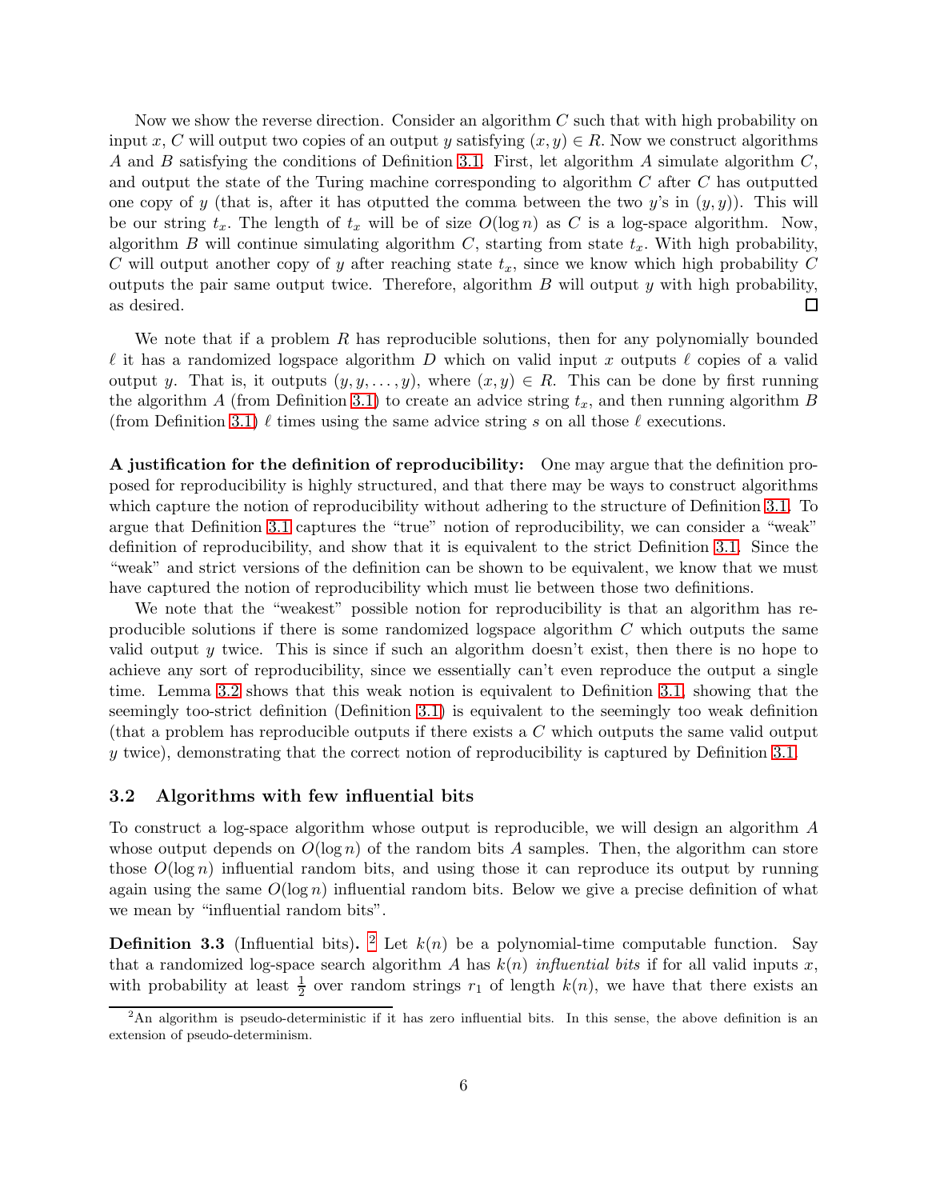Now we show the reverse direction. Consider an algorithm $C$ such that with high probability on input $x$, $C$ will output two copies of an output $y$ satisfying $(x, y) \in R$. Now we construct algorithms $A$ and $B$ satisfying the conditions of Definition 3.1. First, let algorithm $A$ simulate algorithm $C$, and output the state of the Turing machine corresponding to algorithm $C$ after $C$ has outputted one copy of $y$ (that is, after it has otputted the comma between the two $y$'s in $(y, y)$). This will be our string $t_x$. The length of $t_x$ will be of size $O(\log n)$ as $C$ is a log-space algorithm. Now, algorithm $B$ will continue simulating algorithm $C$, starting from state $t_x$. With high probability, $C$ will output another copy of $y$ after reaching state $t_x$, since we know which high probability $C$ outputs the pair same output twice. Therefore, algorithm $B$ will output $y$ with high probability, as desired. □

We note that if a problem $R$ has reproducible solutions, then for any polynomially bounded $\ell$ it has a randomized logspace algorithm $D$ which on valid input $x$ outputs $\ell$ copies of a valid output $y$. That is, it outputs $(y, y, \ldots, y)$, where $(x, y) \in R$. This can be done by first running the algorithm $A$ (from Definition 3.1) to create an advice string $t_x$, and then running algorithm $B$ (from Definition 3.1) $\ell$ times using the same advice string $s$ on all those $\ell$ executions.

**A justification for the definition of reproducibility:** One may argue that the definition proposed for reproducibility is highly structured, and that there may be ways to construct algorithms which capture the notion of reproducibility without adhering to the structure of Definition 3.1. To argue that Definition 3.1 captures the "true" notion of reproducibility, we can consider a "weak" definition of reproducibility, and show that it is equivalent to the strict Definition 3.1. Since the "weak" and strict versions of the definition can be shown to be equivalent, we know that we must have captured the notion of reproducibility which must lie between those two definitions.

We note that the "weakest" possible notion for reproducibility is that an algorithm has reproducible solutions if there is some randomized logspace algorithm $C$ which outputs the same valid output $y$ twice. This is since if such an algorithm doesn't exist, then there is no hope to achieve any sort of reproducibility, since we essentially can't even reproduce the output a single time. Lemma 3.2 shows that this weak notion is equivalent to Definition 3.1, showing that the seemingly too-strict definition (Definition 3.1) is equivalent to the seemingly too weak definition (that a problem has reproducible outputs if there exists a $C$ which outputs the same valid output $y$ twice), demonstrating that the correct notion of reproducibility is captured by Definition 3.1.

### 3.2 Algorithms with few influential bits

To construct a log-space algorithm whose output is reproducible, we will design an algorithm $A$ whose output depends on $O(\log n)$ of the random bits $A$ samples. Then, the algorithm can store those $O(\log n)$ influential random bits, and using those it can reproduce its output by running again using the same $O(\log n)$ influential random bits. Below we give a precise definition of what we mean by "influential random bits".

**Definition 3.3** (Influential bits)**.** [2] Let $k(n)$ be a polynomial-time computable function. Say that a randomized log-space search algorithm $A$ has $k(n)$ *influential bits* if for all valid inputs $x$, with probability at least $\frac{1}{2}$ over random strings $r_1$ of length $k(n)$, we have that there exists an

[2] An algorithm is pseudo-deterministic if it has zero influential bits. In this sense, the above definition is an extension of pseudo-determinism.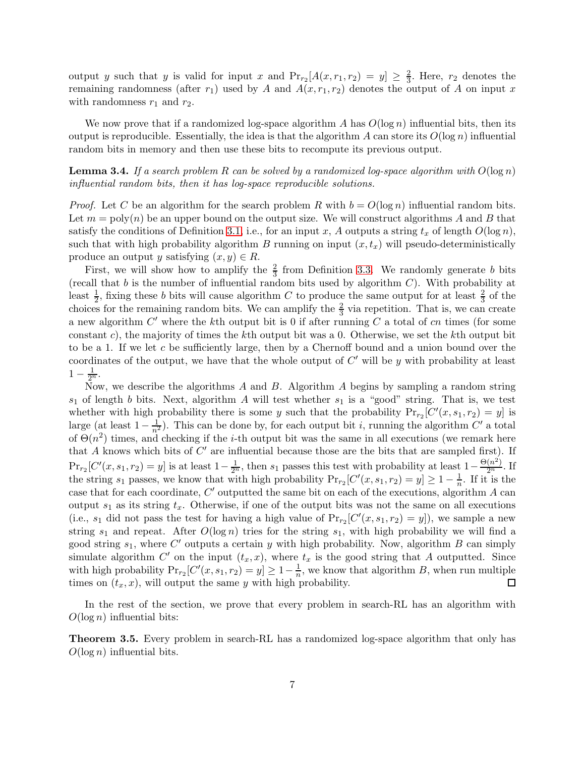output $y$ such that $y$ is valid for input $x$ and $\Pr_{r_2}[A(x, r_1, r_2) = y] \geq \frac{2}{3}$. Here, $r_2$ denotes the remaining randomness (after $r_1$) used by $A$ and $A(x, r_1, r_2)$ denotes the output of $A$ on input $x$ with randomness $r_1$ and $r_2$.

We now prove that if a randomized log-space algorithm $A$ has $O(\log n)$ influential bits, then its output is reproducible. Essentially, the idea is that the algorithm $A$ can store its $O(\log n)$ influential random bits in memory and then use these bits to recompute its previous output.

**Lemma 3.4.** *If a search problem $R$ can be solved by a randomized log-space algorithm with $O(\log n)$ influential random bits, then it has log-space reproducible solutions.*

*Proof.* Let $C$ be an algorithm for the search problem $R$ with $b = O(\log n)$ influential random bits. Let $m = \text{poly}(n)$ be an upper bound on the output size. We will construct algorithms $A$ and $B$ that satisfy the conditions of Definition 3.1, i.e., for an input $x$, $A$ outputs a string $t_x$ of length $O(\log n)$, such that with high probability algorithm $B$ running on input $(x, t_x)$ will pseudo-deterministically produce an output $y$ satisfying $(x, y) \in R$.

First, we will show how to amplify the $\frac{2}{3}$ from Definition 3.3. We randomly generate $b$ bits (recall that $b$ is the number of influential random bits used by algorithm $C$). With probability at least $\frac{1}{2}$, fixing these $b$ bits will cause algorithm $C$ to produce the same output for at least $\frac{2}{3}$ of the choices for the remaining random bits. We can amplify the $\frac{2}{3}$ via repetition. That is, we can create a new algorithm $C'$ where the $k$th output bit is 0 if after running $C$ a total of $cn$ times (for some constant $c$), the majority of times the $k$th output bit was a 0. Otherwise, we set the $k$th output bit to be a 1. If we let $c$ be sufficiently large, then by a Chernoff bound and a union bound over the coordinates of the output, we have that the whole output of $C'$ will be $y$ with probability at least $1 - \frac{1}{2^n}$.

Now, we describe the algorithms $A$ and $B$. Algorithm $A$ begins by sampling a random string $s_1$ of length $b$ bits. Next, algorithm $A$ will test whether $s_1$ is a "good" string. That is, we test whether with high probability there is some $y$ such that the probability $\Pr_{r_2}[C'(x, s_1, r_2) = y]$ is large (at least $1 - \frac{1}{n^2}$). This can be done by, for each output bit $i$, running the algorithm $C'$ a total of $\Theta(n^2)$ times, and checking if the $i$-th output bit was the same in all executions (we remark here that $A$ knows which bits of $C'$ are influential because those are the bits that are sampled first). If $\Pr_{r_2}[C'(x, s_1, r_2) = y]$ is at least $1 - \frac{1}{2^n}$, then $s_1$ passes this test with probability at least $1 - \frac{\Theta(n^2)}{2^n}$. If the string $s_1$ passes, we know that with high probability $\Pr_{r_2}[C'(x, s_1, r_2) = y] \geq 1 - \frac{1}{n}$. If it is the case that for each coordinate, $C'$ outputted the same bit on each of the executions, algorithm $A$ can output $s_1$ as its string $t_x$. Otherwise, if one of the output bits was not the same on all executions (i.e., $s_1$ did not pass the test for having a high value of $\Pr_{r_2}[C'(x, s_1, r_2) = y]$), we sample a new string $s_1$ and repeat. After $O(\log n)$ tries for the string $s_1$, with high probability we will find a good string $s_1$, where $C'$ outputs a certain $y$ with high probability. Now, algorithm $B$ can simply simulate algorithm $C'$ on the input $(t_x, x)$, where $t_x$ is the good string that $A$ outputted. Since with high probability $\Pr_{r_2}[C'(x, s_1, r_2) = y] \geq 1 - \frac{1}{n}$, we know that algorithm $B$, when run multiple times on $(t_x, x)$, will output the same $y$ with high probability. $\square$

In the rest of the section, we prove that every problem in search-RL has an algorithm with $O(\log n)$ influential bits:

**Theorem 3.5.** Every problem in search-RL has a randomized log-space algorithm that only has $O(\log n)$ influential bits.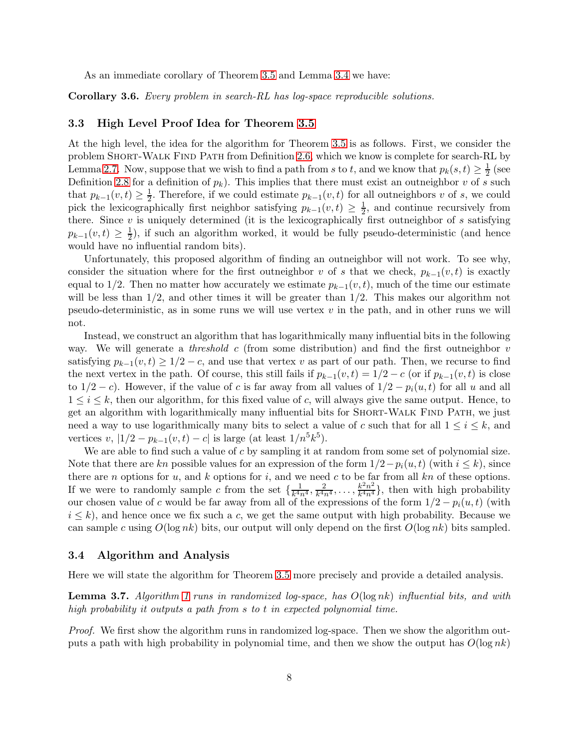As an immediate corollary of Theorem 3.5 and Lemma 3.4 we have:

**Corollary 3.6.** *Every problem in search-RL has log-space reproducible solutions.*

### 3.3 High Level Proof Idea for Theorem 3.5

At the high level, the idea for the algorithm for Theorem 3.5 is as follows. First, we consider the problem Short-Walk Find Path from Definition 2.6, which we know is complete for search-RL by Lemma 2.7. Now, suppose that we wish to find a path from $s$ to $t$, and we know that $p_k(s,t) \geq \frac{1}{2}$ (see Definition 2.8 for a definition of $p_k$). This implies that there must exist an outneighbor $v$ of $s$ such that $p_{k-1}(v,t) \geq \frac{1}{2}$. Therefore, if we could estimate $p_{k-1}(v,t)$ for all outneighbors $v$ of $s$, we could pick the lexicographically first neighbor satisfying $p_{k-1}(v,t) \geq \frac{1}{2}$, and continue recursively from there. Since $v$ is uniquely determined (it is the lexicographically first outneighbor of $s$ satisfying $p_{k-1}(v,t) \geq \frac{1}{2}$), if such an algorithm worked, it would be fully pseudo-deterministic (and hence would have no influential random bits).

Unfortunately, this proposed algorithm of finding an outneighbor will not work. To see why, consider the situation where for the first outneighbor $v$ of $s$ that we check, $p_{k-1}(v,t)$ is exactly equal to $1/2$. Then no matter how accurately we estimate $p_{k-1}(v,t)$, much of the time our estimate will be less than $1/2$, and other times it will be greater than $1/2$. This makes our algorithm not pseudo-deterministic, as in some runs we will use vertex $v$ in the path, and in other runs we will not.

Instead, we construct an algorithm that has logarithmically many influential bits in the following way. We will generate a *threshold* $c$ (from some distribution) and find the first outneighbor $v$ satisfying $p_{k-1}(v,t) \geq 1/2 - c$, and use that vertex $v$ as part of our path. Then, we recurse to find the next vertex in the path. Of course, this still fails if $p_{k-1}(v,t) = 1/2 - c$ (or if $p_{k-1}(v,t)$ is close to $1/2 - c$). However, if the value of $c$ is far away from all values of $1/2 - p_i(u,t)$ for all $u$ and all $1 \leq i \leq k$, then our algorithm, for this fixed value of $c$, will always give the same output. Hence, to get an algorithm with logarithmically many influential bits for Short-Walk Find Path, we just need a way to use logarithmically many bits to select a value of $c$ such that for all $1 \leq i \leq k$, and vertices $v$, $|1/2 - p_{k-1}(v,t) - c|$ is large (at least $1/n^5k^5$).

We are able to find such a value of $c$ by sampling it at random from some set of polynomial size. Note that there are $kn$ possible values for an expression of the form $1/2 - p_i(u,t)$ (with $i \leq k$), since there are $n$ options for $u$, and $k$ options for $i$, and we need $c$ to be far from all $kn$ of these options. If we were to randomly sample $c$ from the set $\{\frac{1}{k^4n^4}, \frac{2}{k^4n^4}, \ldots, \frac{k^2n^2}{k^4n^4}\}$, then with high probability our chosen value of $c$ would be far away from all of the expressions of the form $1/2 - p_i(u,t)$ (with $i \leq k$), and hence once we fix such a $c$, we get the same output with high probability. Because we can sample $c$ using $O(\log nk)$ bits, our output will only depend on the first $O(\log nk)$ bits sampled.

### 3.4 Algorithm and Analysis

Here we will state the algorithm for Theorem 3.5 more precisely and provide a detailed analysis.

**Lemma 3.7.** *Algorithm 1 runs in randomized log-space, has $O(\log nk)$ influential bits, and with high probability it outputs a path from $s$ to $t$ in expected polynomial time.*

*Proof.* We first show the algorithm runs in randomized log-space. Then we show the algorithm outputs a path with high probability in polynomial time, and then we show the output has $O(\log nk)$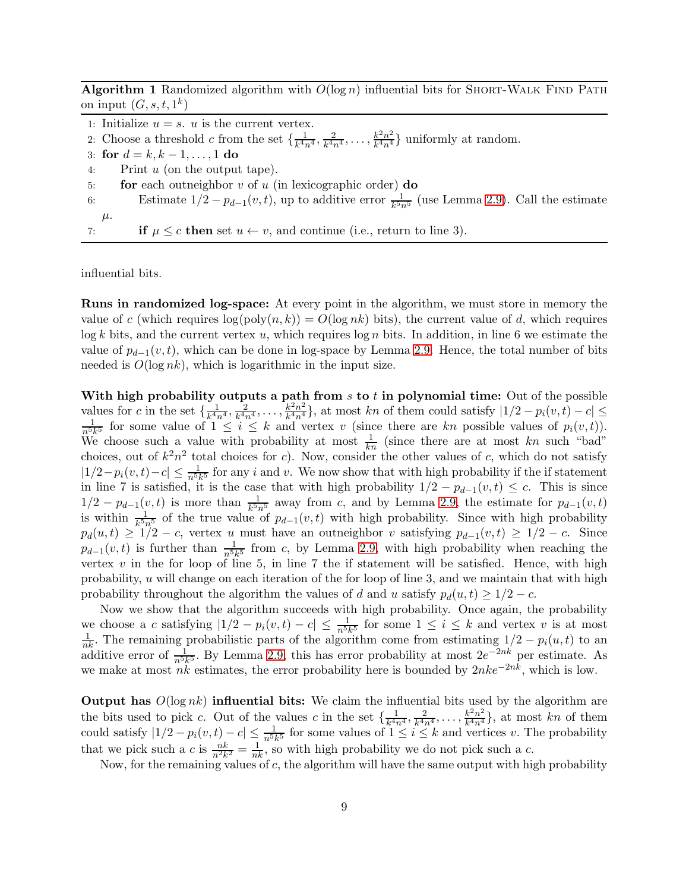**Algorithm 1** Randomized algorithm with $O(\log n)$ influential bits for SHORT-WALK FIND PATH on input $(G, s, t, 1^k)$

```
1: Initialize u = s. u is the current vertex.
2: Choose a threshold c from the set {1/(k^4 n^4), 2/(k^4 n^4), ..., k^2 n^2/(k^4 n^4)} uniformly at random.
3: for d = k, k-1, ..., 1 do
4:     Print u (on the output tape).
5:     for each outneighbor v of u (in lexicographic order) do
6:         Estimate 1/2 - p_{d-1}(v,t), up to additive error 1/(k^5 n^5) (use Lemma 2.9). Call the estimate μ.
7:         if μ ≤ c then set u ← v, and continue (i.e., return to line 3).
```

influential bits.

**Runs in randomized log-space:** At every point in the algorithm, we must store in memory the value of $c$ (which requires $\log(\text{poly}(n,k)) = O(\log nk)$ bits), the current value of $d$, which requires $\log k$ bits, and the current vertex $u$, which requires $\log n$ bits. In addition, in line 6 we estimate the value of $p_{d-1}(v,t)$, which can be done in log-space by Lemma 2.9. Hence, the total number of bits needed is $O(\log nk)$, which is logarithmic in the input size.

**With high probability outputs a path from $s$ to $t$ in polynomial time:** Out of the possible values for $c$ in the set $\{\frac{1}{k^4n^4}, \frac{2}{k^4n^4}, \ldots, \frac{k^2n^2}{k^4n^4}\}$, at most $kn$ of them could satisfy $|1/2 - p_i(v,t) - c| \leq \frac{1}{n^5k^5}$ for some value of $1 \leq i \leq k$ and vertex $v$ (since there are $kn$ possible values of $p_i(v,t)$). We choose such a value with probability at most $\frac{1}{kn}$ (since there are at most $kn$ such "bad" choices, out of $k^2n^2$ total choices for $c$). Now, consider the other values of $c$, which do not satisfy $|1/2 - p_i(v,t) - c| \leq \frac{1}{n^5k^5}$ for any $i$ and $v$. We now show that with high probability if the if statement in line 7 is satisfied, it is the case that with high probability $1/2 - p_{d-1}(v,t) \leq c$. This is since $1/2 - p_{d-1}(v,t)$ is more than $\frac{1}{k^5n^5}$ away from $c$, and by Lemma 2.9, the estimate for $p_{d-1}(v,t)$ is within $\frac{1}{k^5n^5}$ of the true value of $p_{d-1}(v,t)$ with high probability. Since with high probability $p_d(u,t) \geq 1/2 - c$, vertex $u$ must have an outneighbor $v$ satisfying $p_{d-1}(v,t) \geq 1/2 - c$. Since $p_{d-1}(v,t)$ is further than $\frac{1}{n^5k^5}$ from $c$, by Lemma 2.9, with high probability when reaching the vertex $v$ in the for loop of line 5, in line 7 the if statement will be satisfied. Hence, with high probability, $u$ will change on each iteration of the for loop of line 3, and we maintain that with high probability throughout the algorithm the values of $d$ and $u$ satisfy $p_d(u,t) \geq 1/2 - c$.

Now we show that the algorithm succeeds with high probability. Once again, the probability we choose a $c$ satisfying $|1/2 - p_i(v,t) - c| \leq \frac{1}{n^5k^5}$ for some $1 \leq i \leq k$ and vertex $v$ is at most $\frac{1}{nk}$. The remaining probabilistic parts of the algorithm come from estimating $1/2 - p_i(u,t)$ to an additive error of $\frac{1}{n^5k^5}$. By Lemma 2.9, this has error probability at most $2e^{-2nk}$ per estimate. As we make at most $nk$ estimates, the error probability here is bounded by $2nke^{-2nk}$, which is low.

**Output has $O(\log nk)$ influential bits:** We claim the influential bits used by the algorithm are the bits used to pick $c$. Out of the values $c$ in the set $\{\frac{1}{k^4n^4}, \frac{2}{k^4n^4}, \ldots, \frac{k^2n^2}{k^4n^4}\}$, at most $kn$ of them could satisfy $|1/2 - p_i(v,t) - c| \leq \frac{1}{n^5k^5}$ for some values of $1 \leq i \leq k$ and vertices $v$. The probability that we pick such a $c$ is $\frac{nk}{n^2k^2} = \frac{1}{nk}$, so with high probability we do not pick such a $c$.

Now, for the remaining values of $c$, the algorithm will have the same output with high probability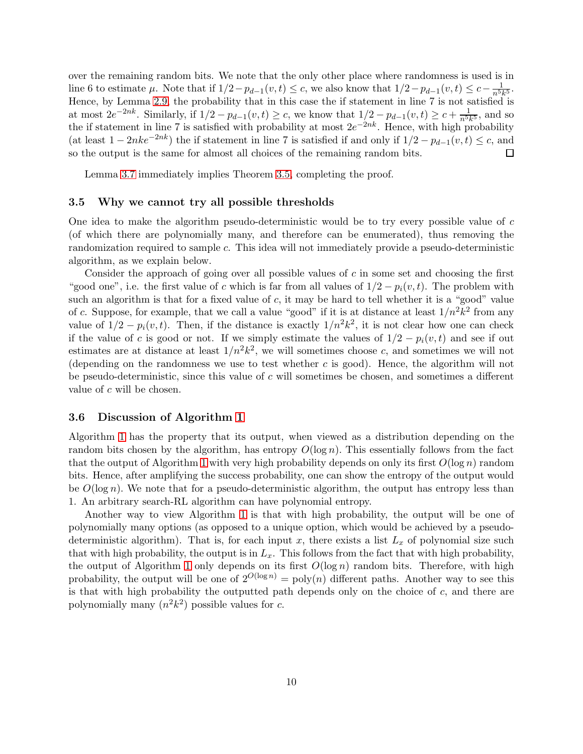over the remaining random bits. We note that the only other place where randomness is used is in line 6 to estimate $\mu$. Note that if $1/2 - p_{d-1}(v,t) \leq c$, we also know that $1/2 - p_{d-1}(v,t) \leq c - \frac{1}{n^5 k^5}$. Hence, by Lemma 2.9, the probability that in this case the if statement in line 7 is not satisfied is at most $2e^{-2nk}$. Similarly, if $1/2 - p_{d-1}(v,t) \geq c$, we know that $1/2 - p_{d-1}(v,t) \geq c + \frac{1}{n^5 k^5}$, and so the if statement in line 7 is satisfied with probability at most $2e^{-2nk}$. Hence, with high probability (at least $1 - 2nke^{-2nk}$) the if statement in line 7 is satisfied if and only if $1/2 - p_{d-1}(v,t) \leq c$, and so the output is the same for almost all choices of the remaining random bits. ◻

Lemma 3.7 immediately implies Theorem 3.5, completing the proof.

### 3.5 Why we cannot try all possible thresholds

One idea to make the algorithm pseudo-deterministic would be to try every possible value of $c$ (of which there are polynomially many, and therefore can be enumerated), thus removing the randomization required to sample $c$. This idea will not immediately provide a pseudo-deterministic algorithm, as we explain below.

Consider the approach of going over all possible values of $c$ in some set and choosing the first "good one", i.e. the first value of $c$ which is far from all values of $1/2 - p_i(v,t)$. The problem with such an algorithm is that for a fixed value of $c$, it may be hard to tell whether it is a "good" value of $c$. Suppose, for example, that we call a value "good" if it is at distance at least $1/n^2k^2$ from any value of $1/2 - p_i(v,t)$. Then, if the distance is exactly $1/n^2k^2$, it is not clear how one can check if the value of $c$ is good or not. If we simply estimate the values of $1/2 - p_i(v,t)$ and see if out estimates are at distance at least $1/n^2k^2$, we will sometimes choose $c$, and sometimes we will not (depending on the randomness we use to test whether $c$ is good). Hence, the algorithm will not be pseudo-deterministic, since this value of $c$ will sometimes be chosen, and sometimes a different value of $c$ will be chosen.

### 3.6 Discussion of Algorithm 1

Algorithm 1 has the property that its output, when viewed as a distribution depending on the random bits chosen by the algorithm, has entropy $O(\log n)$. This essentially follows from the fact that the output of Algorithm 1 with very high probability depends on only its first $O(\log n)$ random bits. Hence, after amplifying the success probability, one can show the entropy of the output would be $O(\log n)$. We note that for a pseudo-deterministic algorithm, the output has entropy less than 1. An arbitrary search-RL algorithm can have polynomial entropy.

Another way to view Algorithm 1 is that with high probability, the output will be one of polynomially many options (as opposed to a unique option, which would be achieved by a pseudo-deterministic algorithm). That is, for each input $x$, there exists a list $L_x$ of polynomial size such that with high probability, the output is in $L_x$. This follows from the fact that with high probability, the output of Algorithm 1 only depends on its first $O(\log n)$ random bits. Therefore, with high probability, the output will be one of $2^{O(\log n)} = \text{poly}(n)$ different paths. Another way to see this is that with high probability the outputted path depends only on the choice of $c$, and there are polynomially many ($n^2k^2$) possible values for $c$.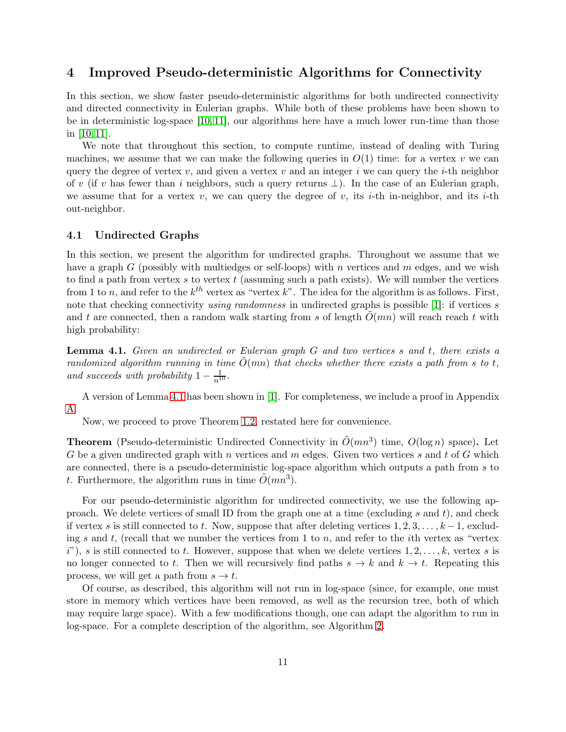## 4 Improved Pseudo-deterministic Algorithms for Connectivity

In this section, we show faster pseudo-deterministic algorithms for both undirected connectivity and directed connectivity in Eulerian graphs. While both of these problems have been shown to be in deterministic log-space [10,11], our algorithms here have a much lower run-time than those in [10,11].

We note that throughout this section, to compute runtime, instead of dealing with Turing machines, we assume that we can make the following queries in $O(1)$ time: for a vertex $v$ we can query the degree of vertex $v$, and given a vertex $v$ and an integer $i$ we can query the $i$-th neighbor of $v$ (if $v$ has fewer than $i$ neighbors, such a query returns $\perp$). In the case of an Eulerian graph, we assume that for a vertex $v$, we can query the degree of $v$, its $i$-th in-neighbor, and its $i$-th out-neighbor.

### 4.1 Undirected Graphs

In this section, we present the algorithm for undirected graphs. Throughout we assume that we have a graph $G$ (possibly with multiedges or self-loops) with $n$ vertices and $m$ edges, and we wish to find a path from vertex $s$ to vertex $t$ (assuming such a path exists). We will number the vertices from 1 to $n$, and refer to the $k^{th}$ vertex as "vertex $k$". The idea for the algorithm is as follows. First, note that checking connectivity *using randomness* in undirected graphs is possible [1]: if vertices $s$ and $t$ are connected, then a random walk starting from $s$ of length $\tilde{O}(mn)$ will reach reach $t$ with high probability:

**Lemma 4.1.** *Given an undirected or Eulerian graph $G$ and two vertices $s$ and $t$, there exists a randomized algorithm running in time $\tilde{O}(mn)$ that checks whether there exists a path from $s$ to $t$, and succeeds with probability $1 - \frac{1}{n^{10}}$.*

A version of Lemma 4.1 has been shown in [1]. For completeness, we include a proof in Appendix A.

Now, we proceed to prove Theorem 1.2, restated here for convenience.

**Theorem** (Pseudo-deterministic Undirected Connectivity in $\tilde{O}(mn^3)$ time, $O(\log n)$ space)**.** Let $G$ be a given undirected graph with $n$ vertices and $m$ edges. Given two vertices $s$ and $t$ of $G$ which are connected, there is a pseudo-deterministic log-space algorithm which outputs a path from $s$ to $t$. Furthermore, the algorithm runs in time $\tilde{O}(mn^3)$.

For our pseudo-deterministic algorithm for undirected connectivity, we use the following approach. We delete vertices of small ID from the graph one at a time (excluding $s$ and $t$), and check if vertex $s$ is still connected to $t$. Now, suppose that after deleting vertices $1, 2, 3, \ldots, k-1$, excluding $s$ and $t$, (recall that we number the vertices from 1 to $n$, and refer to the $i$th vertex as "vertex $i$"), $s$ is still connected to $t$. However, suppose that when we delete vertices $1, 2, \ldots, k$, vertex $s$ is no longer connected to $t$. Then we will recursively find paths $s \to k$ and $k \to t$. Repeating this process, we will get a path from $s \to t$.

Of course, as described, this algorithm will not run in log-space (since, for example, one must store in memory which vertices have been removed, as well as the recursion tree, both of which may require large space). With a few modifications though, one can adapt the algorithm to run in log-space. For a complete description of the algorithm, see Algorithm 2.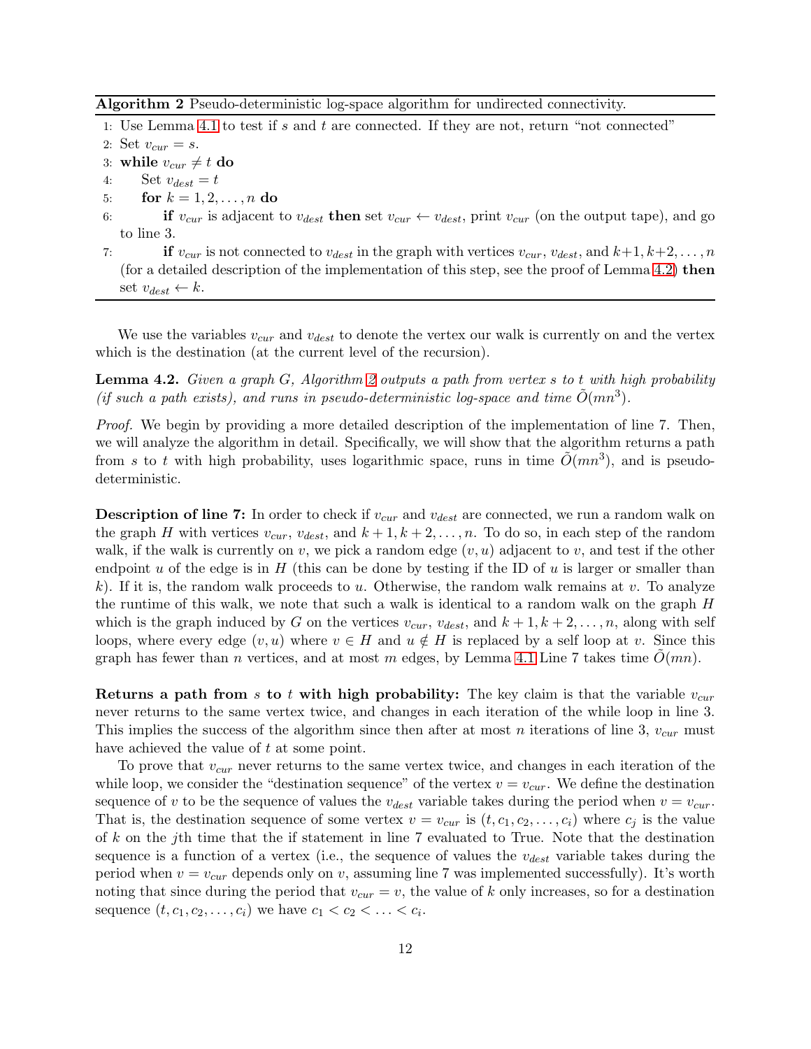**Algorithm 2** Pseudo-deterministic log-space algorithm for undirected connectivity.

1: Use Lemma 4.1 to test if $s$ and $t$ are connected. If they are not, return "not connected"
2: Set $v_{cur} = s$.
3: **while** $v_{cur} \neq t$ **do**
4: Set $v_{dest} = t$
5: **for** $k = 1, 2, \ldots, n$ **do**
6: **if** $v_{cur}$ is adjacent to $v_{dest}$ **then** set $v_{cur} \leftarrow v_{dest}$, print $v_{cur}$ (on the output tape), and go to line 3.
7: **if** $v_{cur}$ is not connected to $v_{dest}$ in the graph with vertices $v_{cur}$, $v_{dest}$, and $k+1, k+2, \ldots, n$ (for a detailed description of the implementation of this step, see the proof of Lemma 4.2) **then** set $v_{dest} \leftarrow k$.

We use the variables $v_{cur}$ and $v_{dest}$ to denote the vertex our walk is currently on and the vertex which is the destination (at the current level of the recursion).

**Lemma 4.2.** *Given a graph $G$, Algorithm 2 outputs a path from vertex $s$ to $t$ with high probability (if such a path exists), and runs in pseudo-deterministic log-space and time $\tilde{O}(mn^3)$.*

*Proof.* We begin by providing a more detailed description of the implementation of line 7. Then, we will analyze the algorithm in detail. Specifically, we will show that the algorithm returns a path from $s$ to $t$ with high probability, uses logarithmic space, runs in time $\tilde{O}(mn^3)$, and is pseudo-deterministic.

**Description of line 7:** In order to check if $v_{cur}$ and $v_{dest}$ are connected, we run a random walk on the graph $H$ with vertices $v_{cur}$, $v_{dest}$, and $k+1, k+2, \ldots, n$. To do so, in each step of the random walk, if the walk is currently on $v$, we pick a random edge $(v, u)$ adjacent to $v$, and test if the other endpoint $u$ of the edge is in $H$ (this can be done by testing if the ID of $u$ is larger or smaller than $k$). If it is, the random walk proceeds to $u$. Otherwise, the random walk remains at $v$. To analyze the runtime of this walk, we note that such a walk is identical to a random walk on the graph $H$ which is the graph induced by $G$ on the vertices $v_{cur}$, $v_{dest}$, and $k+1, k+2, \ldots, n$, along with self loops, where every edge $(v, u)$ where $v \in H$ and $u \notin H$ is replaced by a self loop at $v$. Since this graph has fewer than $n$ vertices, and at most $m$ edges, by Lemma 4.1 Line 7 takes time $\tilde{O}(mn)$.

**Returns a path from $s$ to $t$ with high probability:** The key claim is that the variable $v_{cur}$ never returns to the same vertex twice, and changes in each iteration of the while loop in line 3. This implies the success of the algorithm since then after at most $n$ iterations of line 3, $v_{cur}$ must have achieved the value of $t$ at some point.

To prove that $v_{cur}$ never returns to the same vertex twice, and changes in each iteration of the while loop, we consider the "destination sequence" of the vertex $v = v_{cur}$. We define the destination sequence of $v$ to be the sequence of values the $v_{dest}$ variable takes during the period when $v = v_{cur}$. That is, the destination sequence of some vertex $v = v_{cur}$ is $(t, c_1, c_2, \ldots, c_i)$ where $c_j$ is the value of $k$ on the $j$th time that the if statement in line 7 evaluated to True. Note that the destination sequence is a function of a vertex (i.e., the sequence of values the $v_{dest}$ variable takes during the period when $v = v_{cur}$ depends only on $v$, assuming line 7 was implemented successfully). It's worth noting that since during the period that $v_{cur} = v$, the value of $k$ only increases, so for a destination sequence $(t, c_1, c_2, \ldots, c_i)$ we have $c_1 < c_2 < \ldots < c_i$.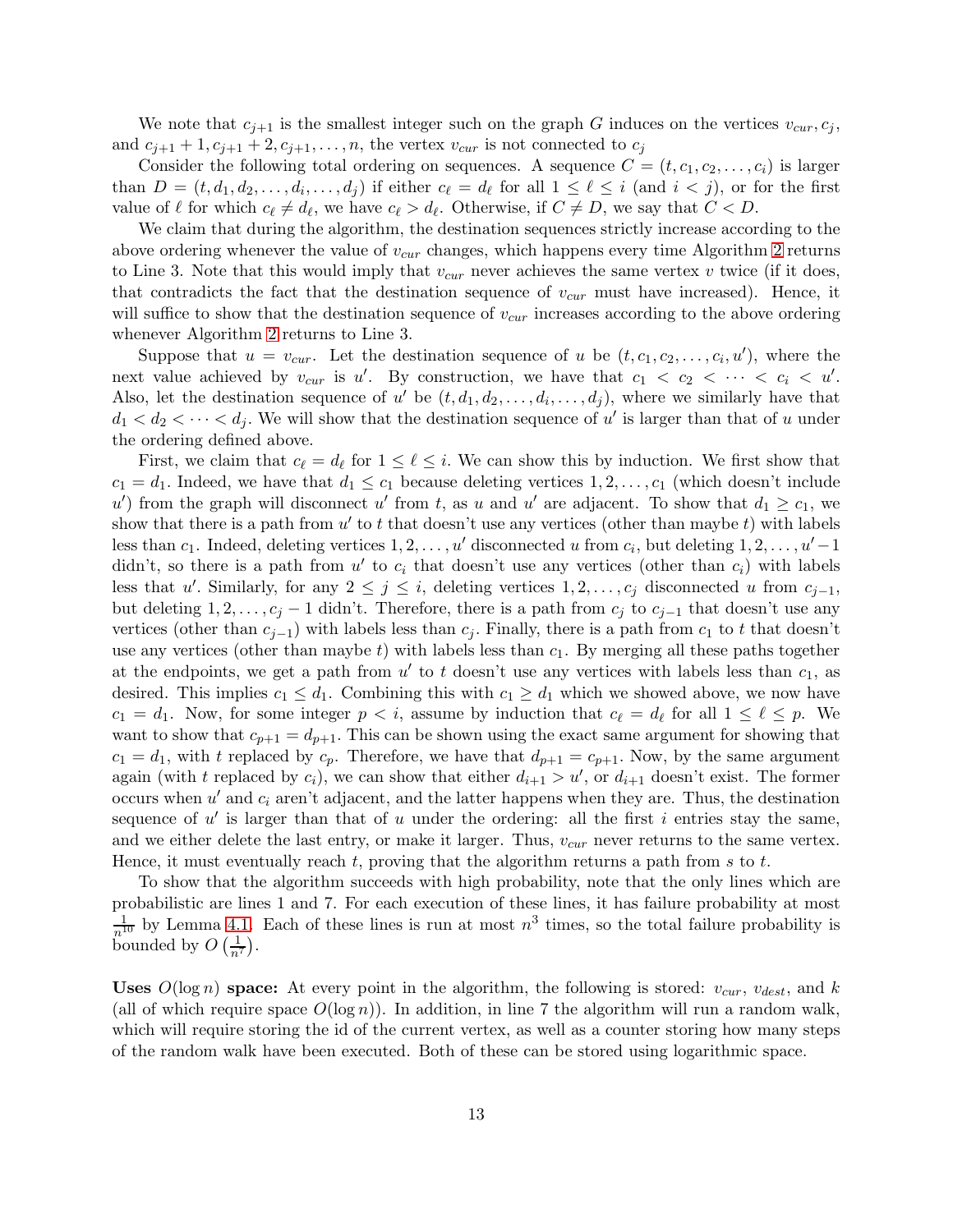We note that $c_{j+1}$ is the smallest integer such on the graph $G$ induces on the vertices $v_{cur}, c_j$, and $c_{j+1}+1, c_{j+1}+2, c_{j+1}, \ldots, n$, the vertex $v_{cur}$ is not connected to $c_j$

Consider the following total ordering on sequences. A sequence $C = (t, c_1, c_2, \ldots, c_i)$ is larger than $D = (t, d_1, d_2, \ldots, d_i, \ldots, d_j)$ if either $c_\ell = d_\ell$ for all $1 \leq \ell \leq i$ (and $i < j$), or for the first value of $\ell$ for which $c_\ell \neq d_\ell$, we have $c_\ell > d_\ell$. Otherwise, if $C \neq D$, we say that $C < D$.

We claim that during the algorithm, the destination sequences strictly increase according to the above ordering whenever the value of $v_{cur}$ changes, which happens every time Algorithm 2 returns to Line 3. Note that this would imply that $v_{cur}$ never achieves the same vertex $v$ twice (if it does, that contradicts the fact that the destination sequence of $v_{cur}$ must have increased). Hence, it will suffice to show that the destination sequence of $v_{cur}$ increases according to the above ordering whenever Algorithm 2 returns to Line 3.

Suppose that $u = v_{cur}$. Let the destination sequence of $u$ be $(t, c_1, c_2, \ldots, c_i, u')$, where the next value achieved by $v_{cur}$ is $u'$. By construction, we have that $c_1 < c_2 < \cdots < c_i < u'$. Also, let the destination sequence of $u'$ be $(t, d_1, d_2, \ldots, d_i, \ldots, d_j)$, where we similarly have that $d_1 < d_2 < \cdots < d_j$. We will show that the destination sequence of $u'$ is larger than that of $u$ under the ordering defined above.

First, we claim that $c_\ell = d_\ell$ for $1 \leq \ell \leq i$. We can show this by induction. We first show that $c_1 = d_1$. Indeed, we have that $d_1 \leq c_1$ because deleting vertices $1, 2, \ldots, c_1$ (which doesn't include $u'$) from the graph will disconnect $u'$ from $t$, as $u$ and $u'$ are adjacent. To show that $d_1 \geq c_1$, we show that there is a path from $u'$ to $t$ that doesn't use any vertices (other than maybe $t$) with labels less than $c_1$. Indeed, deleting vertices $1, 2, \ldots, u'$ disconnected $u$ from $c_i$, but deleting $1, 2, \ldots, u'-1$ didn't, so there is a path from $u'$ to $c_i$ that doesn't use any vertices (other than $c_i$) with labels less that $u'$. Similarly, for any $2 \leq j \leq i$, deleting vertices $1, 2, \ldots, c_j$ disconnected $u$ from $c_{j-1}$, but deleting $1, 2, \ldots, c_j - 1$ didn't. Therefore, there is a path from $c_j$ to $c_{j-1}$ that doesn't use any vertices (other than $c_{j-1}$) with labels less than $c_j$. Finally, there is a path from $c_1$ to $t$ that doesn't use any vertices (other than maybe $t$) with labels less than $c_1$. By merging all these paths together at the endpoints, we get a path from $u'$ to $t$ doesn't use any vertices with labels less than $c_1$, as desired. This implies $c_1 \leq d_1$. Combining this with $c_1 \geq d_1$ which we showed above, we now have $c_1 = d_1$. Now, for some integer $p < i$, assume by induction that $c_\ell = d_\ell$ for all $1 \leq \ell \leq p$. We want to show that $c_{p+1} = d_{p+1}$. This can be shown using the exact same argument for showing that $c_1 = d_1$, with $t$ replaced by $c_p$. Therefore, we have that $d_{p+1} = c_{p+1}$. Now, by the same argument again (with $t$ replaced by $c_i$), we can show that either $d_{i+1} > u'$, or $d_{i+1}$ doesn't exist. The former occurs when $u'$ and $c_i$ aren't adjacent, and the latter happens when they are. Thus, the destination sequence of $u'$ is larger than that of $u$ under the ordering: all the first $i$ entries stay the same, and we either delete the last entry, or make it larger. Thus, $v_{cur}$ never returns to the same vertex. Hence, it must eventually reach $t$, proving that the algorithm returns a path from $s$ to $t$.

To show that the algorithm succeeds with high probability, note that the only lines which are probabilistic are lines 1 and 7. For each execution of these lines, it has failure probability at most $\frac{1}{n^{10}}$ by Lemma 4.1. Each of these lines is run at most $n^3$ times, so the total failure probability is bounded by $O\left(\frac{1}{n^7}\right)$.

**Uses $O(\log n)$ space:** At every point in the algorithm, the following is stored: $v_{cur}$, $v_{dest}$, and $k$ (all of which require space $O(\log n)$). In addition, in line 7 the algorithm will run a random walk, which will require storing the id of the current vertex, as well as a counter storing how many steps of the random walk have been executed. Both of these can be stored using logarithmic space.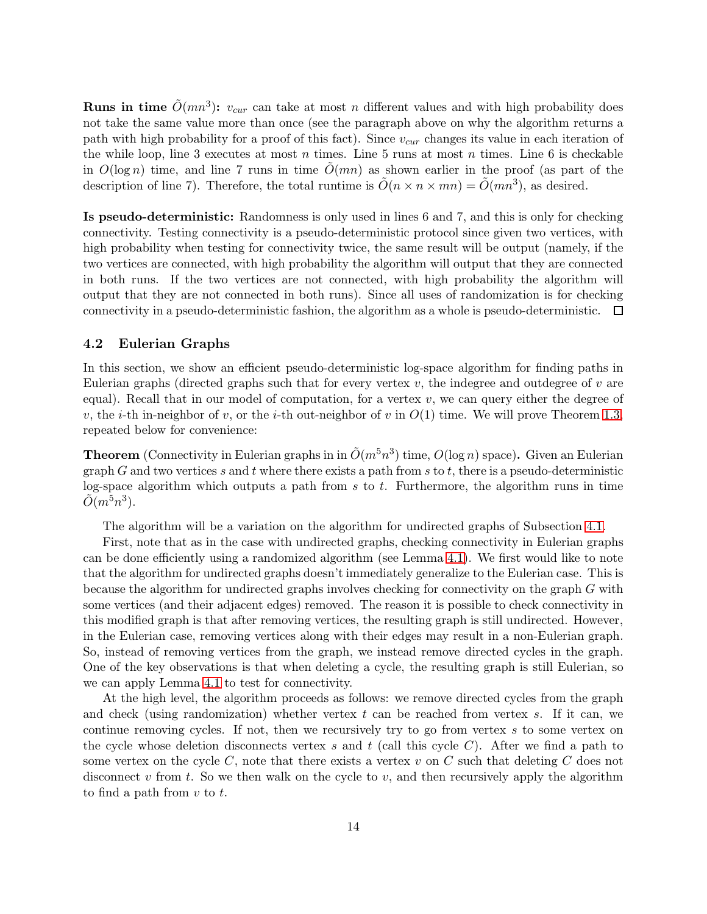**Runs in time $\tilde{O}(mn^3)$:** $v_{cur}$ can take at most $n$ different values and with high probability does not take the same value more than once (see the paragraph above on why the algorithm returns a path with high probability for a proof of this fact). Since $v_{cur}$ changes its value in each iteration of the while loop, line 3 executes at most $n$ times. Line 5 runs at most $n$ times. Line 6 is checkable in $O(\log n)$ time, and line 7 runs in time $\tilde{O}(mn)$ as shown earlier in the proof (as part of the description of line 7). Therefore, the total runtime is $\tilde{O}(n \times n \times mn) = \tilde{O}(mn^3)$, as desired.

**Is pseudo-deterministic:** Randomness is only used in lines 6 and 7, and this is only for checking connectivity. Testing connectivity is a pseudo-deterministic protocol since given two vertices, with high probability when testing for connectivity twice, the same result will be output (namely, if the two vertices are connected, with high probability the algorithm will output that they are connected in both runs. If the two vertices are not connected, with high probability the algorithm will output that they are not connected in both runs). Since all uses of randomization is for checking connectivity in a pseudo-deterministic fashion, the algorithm as a whole is pseudo-deterministic. ☐

## 4.2 Eulerian Graphs

In this section, we show an efficient pseudo-deterministic log-space algorithm for finding paths in Eulerian graphs (directed graphs such that for every vertex $v$, the indegree and outdegree of $v$ are equal). Recall that in our model of computation, for a vertex $v$, we can query either the degree of $v$, the $i$-th in-neighbor of $v$, or the $i$-th out-neighbor of $v$ in $O(1)$ time. We will prove Theorem 1.3, repeated below for convenience:

**Theorem** (Connectivity in Eulerian graphs in in $\tilde{O}(m^5n^3)$ time, $O(\log n)$ space)**.** Given an Eulerian graph $G$ and two vertices $s$ and $t$ where there exists a path from $s$ to $t$, there is a pseudo-deterministic log-space algorithm which outputs a path from $s$ to $t$. Furthermore, the algorithm runs in time $\tilde{O}(m^5n^3)$.

The algorithm will be a variation on the algorithm for undirected graphs of Subsection 4.1.

First, note that as in the case with undirected graphs, checking connectivity in Eulerian graphs can be done efficiently using a randomized algorithm (see Lemma 4.1). We first would like to note that the algorithm for undirected graphs doesn't immediately generalize to the Eulerian case. This is because the algorithm for undirected graphs involves checking for connectivity on the graph $G$ with some vertices (and their adjacent edges) removed. The reason it is possible to check connectivity in this modified graph is that after removing vertices, the resulting graph is still undirected. However, in the Eulerian case, removing vertices along with their edges may result in a non-Eulerian graph. So, instead of removing vertices from the graph, we instead remove directed cycles in the graph. One of the key observations is that when deleting a cycle, the resulting graph is still Eulerian, so we can apply Lemma 4.1 to test for connectivity.

At the high level, the algorithm proceeds as follows: we remove directed cycles from the graph and check (using randomization) whether vertex $t$ can be reached from vertex $s$. If it can, we continue removing cycles. If not, then we recursively try to go from vertex $s$ to some vertex on the cycle whose deletion disconnects vertex $s$ and $t$ (call this cycle $C$). After we find a path to some vertex on the cycle $C$, note that there exists a vertex $v$ on $C$ such that deleting $C$ does not disconnect $v$ from $t$. So we then walk on the cycle to $v$, and then recursively apply the algorithm to find a path from $v$ to $t$.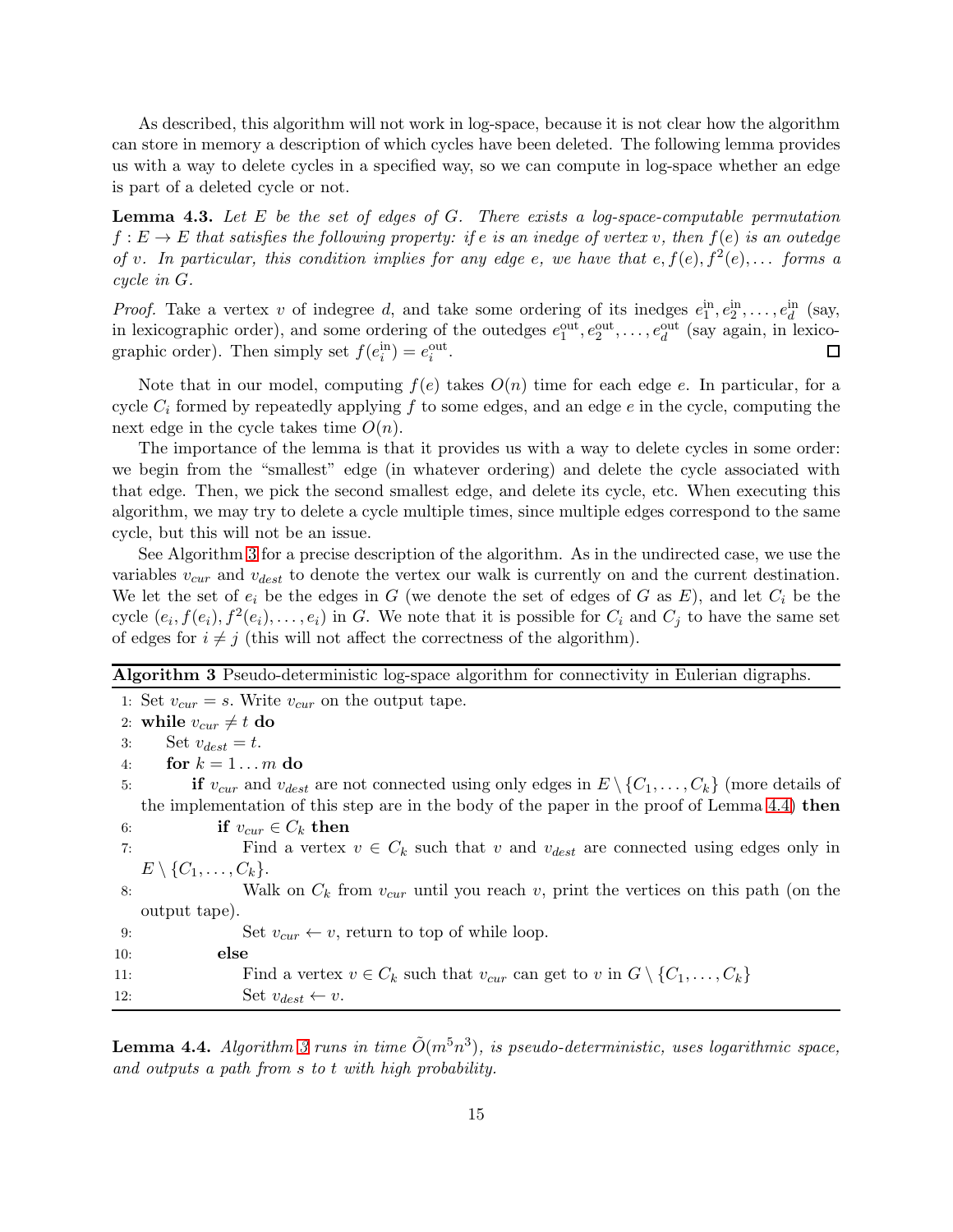As described, this algorithm will not work in log-space, because it is not clear how the algorithm can store in memory a description of which cycles have been deleted. The following lemma provides us with a way to delete cycles in a specified way, so we can compute in log-space whether an edge is part of a deleted cycle or not.

**Lemma 4.3.** *Let $E$ be the set of edges of $G$. There exists a log-space-computable permutation $f : E \to E$ that satisfies the following property: if $e$ is an inedge of vertex $v$, then $f(e)$ is an outedge of $v$. In particular, this condition implies for any edge $e$, we have that $e, f(e), f^2(e), \ldots$ forms a cycle in $G$.*

*Proof.* Take a vertex $v$ of indegree $d$, and take some ordering of its inedges $e_1^{\text{in}}, e_2^{\text{in}}, \ldots, e_d^{\text{in}}$ (say, in lexicographic order), and some ordering of the outedges $e_1^{\text{out}}, e_2^{\text{out}}, \ldots, e_d^{\text{out}}$ (say again, in lexicographic order). Then simply set $f(e_i^{\text{in}}) = e_i^{\text{out}}$. ◻

Note that in our model, computing $f(e)$ takes $O(n)$ time for each edge $e$. In particular, for a cycle $C_i$ formed by repeatedly applying $f$ to some edges, and an edge $e$ in the cycle, computing the next edge in the cycle takes time $O(n)$.

The importance of the lemma is that it provides us with a way to delete cycles in some order: we begin from the "smallest" edge (in whatever ordering) and delete the cycle associated with that edge. Then, we pick the second smallest edge, and delete its cycle, etc. When executing this algorithm, we may try to delete a cycle multiple times, since multiple edges correspond to the same cycle, but this will not be an issue.

See Algorithm 3 for a precise description of the algorithm. As in the undirected case, we use the variables $v_{cur}$ and $v_{dest}$ to denote the vertex our walk is currently on and the current destination. We let the set of $e_i$ be the edges in $G$ (we denote the set of edges of $G$ as $E$), and let $C_i$ be the cycle $(e_i, f(e_i), f^2(e_i), \ldots, e_i)$ in $G$. We note that it is possible for $C_i$ and $C_j$ to have the same set of edges for $i \neq j$ (this will not affect the correctness of the algorithm).

**Algorithm 3** Pseudo-deterministic log-space algorithm for connectivity in Eulerian digraphs.

1: Set $v_{cur} = s$. Write $v_{cur}$ on the output tape.
2: **while** $v_{cur} \neq t$ **do**
3: Set $v_{dest} = t$.
4: **for** $k = 1 \ldots m$ **do**
5: **if** $v_{cur}$ and $v_{dest}$ are not connected using only edges in $E \setminus \{C_1, \ldots, C_k\}$ (more details of the implementation of this step are in the body of the paper in the proof of Lemma 4.4) **then**
6: **if** $v_{cur} \in C_k$ **then**
7: Find a vertex $v \in C_k$ such that $v$ and $v_{dest}$ are connected using edges only in $E \setminus \{C_1, \ldots, C_k\}$.
8: Walk on $C_k$ from $v_{cur}$ until you reach $v$, print the vertices on this path (on the output tape).
9: Set $v_{cur} \leftarrow v$, return to top of while loop.
10: **else**
11: Find a vertex $v \in C_k$ such that $v_{cur}$ can get to $v$ in $G \setminus \{C_1, \ldots, C_k\}$
12: Set $v_{dest} \leftarrow v$.

**Lemma 4.4.** *Algorithm 3 runs in time $\tilde{O}(m^5 n^3)$, is pseudo-deterministic, uses logarithmic space, and outputs a path from $s$ to $t$ with high probability.*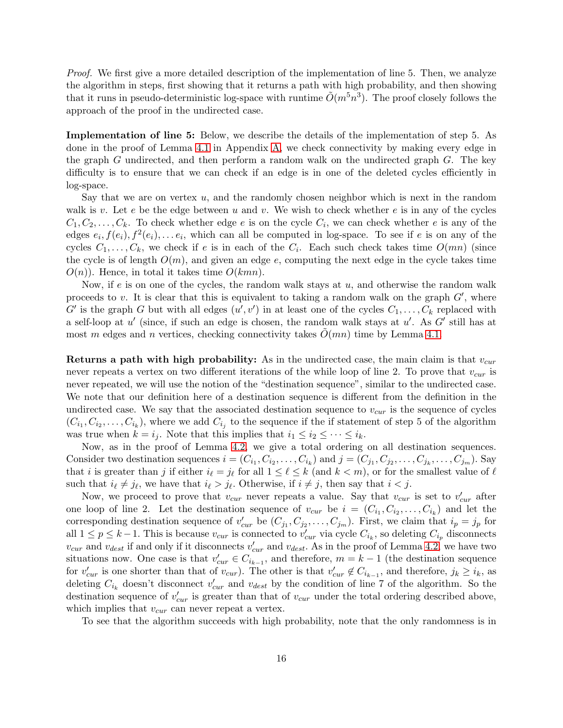*Proof.* We first give a more detailed description of the implementation of line 5. Then, we analyze the algorithm in steps, first showing that it returns a path with high probability, and then showing that it runs in pseudo-deterministic log-space with runtime $\tilde{O}(m^5 n^3)$. The proof closely follows the approach of the proof in the undirected case.

**Implementation of line 5:** Below, we describe the details of the implementation of step 5. As done in the proof of Lemma 4.1 in Appendix A, we check connectivity by making every edge in the graph $G$ undirected, and then perform a random walk on the undirected graph $G$. The key difficulty is to ensure that we can check if an edge is in one of the deleted cycles efficiently in log-space.

Say that we are on vertex $u$, and the randomly chosen neighbor which is next in the random walk is $v$. Let $e$ be the edge between $u$ and $v$. We wish to check whether $e$ is in any of the cycles $C_1, C_2, \ldots, C_k$. To check whether edge $e$ is on the cycle $C_i$, we can check whether $e$ is any of the edges $e_i, f(e_i), f^2(e_i), \ldots e_i$, which can all be computed in log-space. To see if $e$ is on any of the cycles $C_1, \ldots, C_k$, we check if $e$ is in each of the $C_i$. Each such check takes time $O(mn)$ (since the cycle is of length $O(m)$, and given an edge $e$, computing the next edge in the cycle takes time $O(n)$). Hence, in total it takes time $O(kmn)$.

Now, if $e$ is on one of the cycles, the random walk stays at $u$, and otherwise the random walk proceeds to $v$. It is clear that this is equivalent to taking a random walk on the graph $G'$, where $G'$ is the graph $G$ but with all edges $(u', v')$ in at least one of the cycles $C_1, \ldots, C_k$ replaced with a self-loop at $u'$ (since, if such an edge is chosen, the random walk stays at $u'$. As $G'$ still has at most $m$ edges and $n$ vertices, checking connectivity takes $\tilde{O}(mn)$ time by Lemma 4.1.

**Returns a path with high probability:** As in the undirected case, the main claim is that $v_{cur}$ never repeats a vertex on two different iterations of the while loop of line 2. To prove that $v_{cur}$ is never repeated, we will use the notion of the "destination sequence", similar to the undirected case. We note that our definition here of a destination sequence is different from the definition in the undirected case. We say that the associated destination sequence to $v_{cur}$ is the sequence of cycles $(C_{i_1}, C_{i_2}, \ldots, C_{i_k})$, where we add $C_{i_j}$ to the sequence if the if statement of step 5 of the algorithm was true when $k = i_j$. Note that this implies that $i_1 \leq i_2 \leq \cdots \leq i_k$.

Now, as in the proof of Lemma 4.2, we give a total ordering on all destination sequences. Consider two destination sequences $i = (C_{i_1}, C_{i_2}, \ldots, C_{i_k})$ and $j = (C_{j_1}, C_{j_2}, \ldots, C_{j_k}, \ldots, C_{j_m})$. Say that $i$ is greater than $j$ if either $i_\ell = j_\ell$ for all $1 \leq \ell \leq k$ (and $k < m$), or for the smallest value of $\ell$ such that $i_\ell \neq j_\ell$, we have that $i_\ell > j_\ell$. Otherwise, if $i \neq j$, then say that $i < j$.

Now, we proceed to prove that $v_{cur}$ never repeats a value. Say that $v_{cur}$ is set to $v'_{cur}$ after one loop of line 2. Let the destination sequence of $v_{cur}$ be $i = (C_{i_1}, C_{i_2}, \ldots, C_{i_k})$ and let the corresponding destination sequence of $v'_{cur}$ be $(C_{j_1}, C_{j_2}, \ldots, C_{j_m})$. First, we claim that $i_p = j_p$ for all $1 \leq p \leq k-1$. This is because $v_{cur}$ is connected to $v'_{cur}$ via cycle $C_{i_k}$, so deleting $C_{i_p}$ disconnects $v_{cur}$ and $v_{dest}$ if and only if it disconnects $v'_{cur}$ and $v_{dest}$. As in the proof of Lemma 4.2, we have two situations now. One case is that $v'_{cur} \in C_{i_{k-1}}$, and therefore, $m = k-1$ (the destination sequence for $v'_{cur}$ is one shorter than that of $v_{cur}$). The other is that $v'_{cur} \notin C_{i_{k-1}}$, and therefore, $j_k \geq i_k$, as deleting $C_{i_k}$ doesn't disconnect $v'_{cur}$ and $v_{dest}$ by the condition of line 7 of the algorithm. So the destination sequence of $v'_{cur}$ is greater than that of $v_{cur}$ under the total ordering described above, which implies that $v_{cur}$ can never repeat a vertex.

To see that the algorithm succeeds with high probability, note that the only randomness is in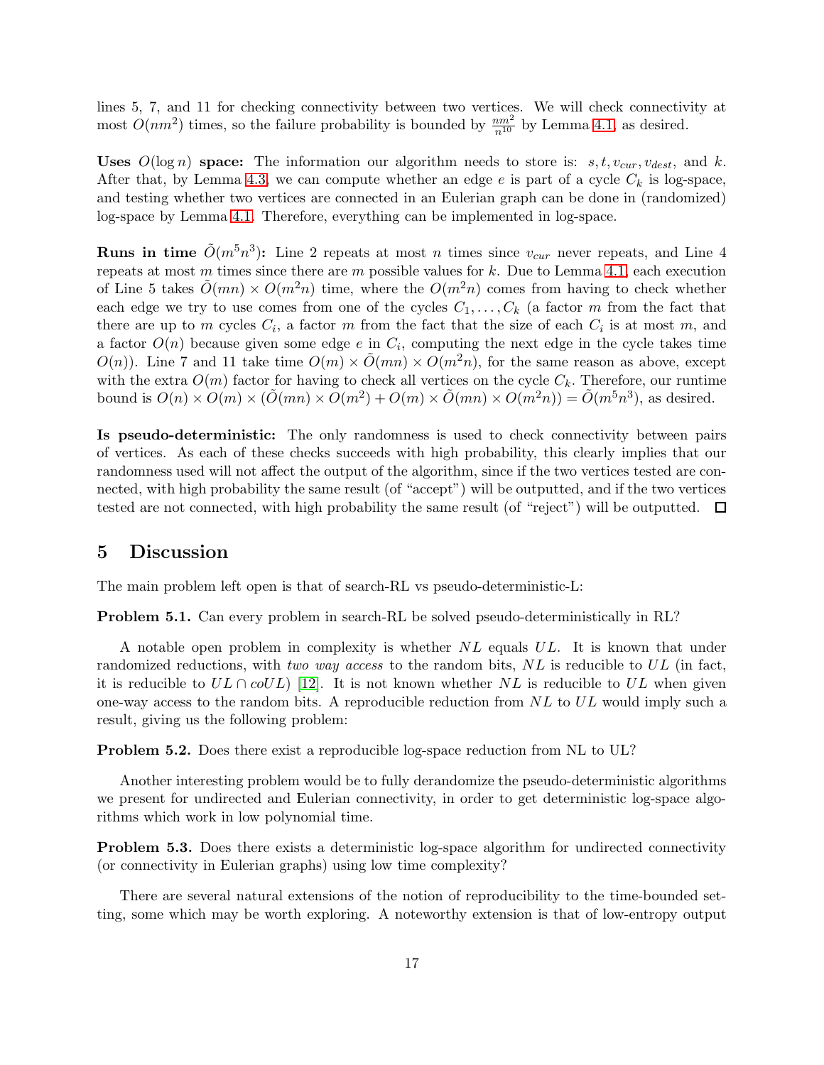lines 5, 7, and 11 for checking connectivity between two vertices. We will check connectivity at most $O(nm^2)$ times, so the failure probability is bounded by $\frac{nm^2}{n^{10}}$ by Lemma 4.1, as desired.

**Uses $O(\log n)$ space:** The information our algorithm needs to store is: $s, t, v_{cur}, v_{dest}$, and $k$. After that, by Lemma 4.3, we can compute whether an edge $e$ is part of a cycle $C_k$ is log-space, and testing whether two vertices are connected in an Eulerian graph can be done in (randomized) log-space by Lemma 4.1. Therefore, everything can be implemented in log-space.

**Runs in time $\tilde{O}(m^5n^3)$:** Line 2 repeats at most $n$ times since $v_{cur}$ never repeats, and Line 4 repeats at most $m$ times since there are $m$ possible values for $k$. Due to Lemma 4.1, each execution of Line 5 takes $\tilde{O}(mn) \times O(m^2n)$ time, where the $O(m^2n)$ comes from having to check whether each edge we try to use comes from one of the cycles $C_1, \dots, C_k$ (a factor $m$ from the fact that there are up to $m$ cycles $C_i$, a factor $m$ from the fact that the size of each $C_i$ is at most $m$, and a factor $O(n)$ because given some edge $e$ in $C_i$, computing the next edge in the cycle takes time $O(n)$). Line 7 and 11 take time $O(m) \times \tilde{O}(mn) \times O(m^2n)$, for the same reason as above, except with the extra $O(m)$ factor for having to check all vertices on the cycle $C_k$. Therefore, our runtime bound is $O(n) \times O(m) \times (\tilde{O}(mn) \times O(m^2) + O(m) \times \tilde{O}(mn) \times O(m^2n)) = \tilde{O}(m^5n^3)$, as desired.

**Is pseudo-deterministic:** The only randomness is used to check connectivity between pairs of vertices. As each of these checks succeeds with high probability, this clearly implies that our randomness used will not affect the output of the algorithm, since if the two vertices tested are connected, with high probability the same result (of "accept") will be outputted, and if the two vertices tested are not connected, with high probability the same result (of "reject") will be outputted. □

## 5 Discussion

The main problem left open is that of search-RL vs pseudo-deterministic-L:

**Problem 5.1.** Can every problem in search-RL be solved pseudo-deterministically in RL?

A notable open problem in complexity is whether $NL$ equals $UL$. It is known that under randomized reductions, with *two way access* to the random bits, $NL$ is reducible to $UL$ (in fact, it is reducible to $UL \cap coUL$) [12]. It is not known whether $NL$ is reducible to $UL$ when given one-way access to the random bits. A reproducible reduction from $NL$ to $UL$ would imply such a result, giving us the following problem:

**Problem 5.2.** Does there exist a reproducible log-space reduction from NL to UL?

Another interesting problem would be to fully derandomize the pseudo-deterministic algorithms we present for undirected and Eulerian connectivity, in order to get deterministic log-space algorithms which work in low polynomial time.

**Problem 5.3.** Does there exists a deterministic log-space algorithm for undirected connectivity (or connectivity in Eulerian graphs) using low time complexity?

There are several natural extensions of the notion of reproducibility to the time-bounded setting, some which may be worth exploring. A noteworthy extension is that of low-entropy output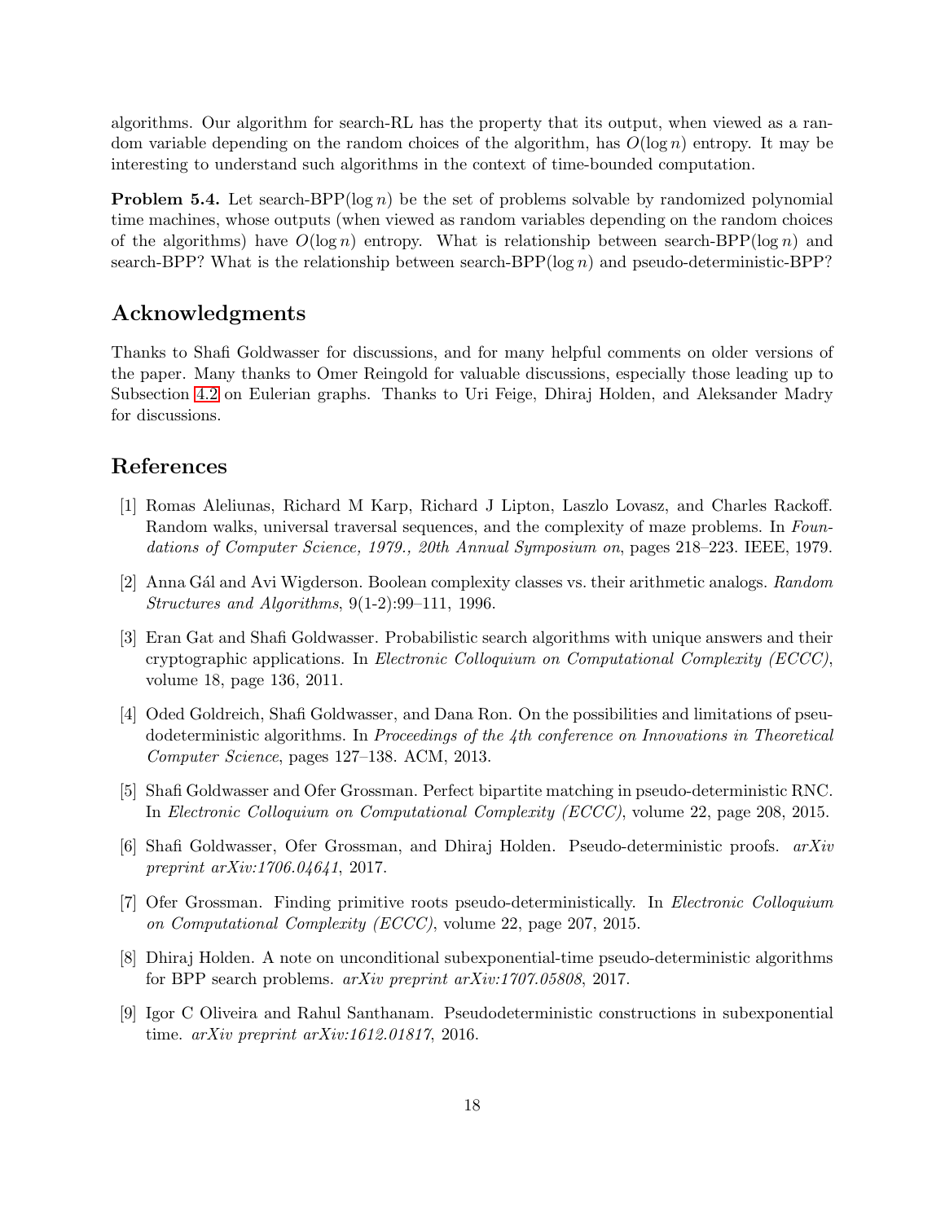algorithms. Our algorithm for search-RL has the property that its output, when viewed as a random variable depending on the random choices of the algorithm, has $O(\log n)$ entropy. It may be interesting to understand such algorithms in the context of time-bounded computation.

**Problem 5.4.** Let search-BPP$(\log n)$ be the set of problems solvable by randomized polynomial time machines, whose outputs (when viewed as random variables depending on the random choices of the algorithms) have $O(\log n)$ entropy. What is relationship between search-BPP$(\log n)$ and search-BPP? What is the relationship between search-BPP$(\log n)$ and pseudo-deterministic-BPP?

## Acknowledgments

Thanks to Shafi Goldwasser for discussions, and for many helpful comments on older versions of the paper. Many thanks to Omer Reingold for valuable discussions, especially those leading up to Subsection 4.2 on Eulerian graphs. Thanks to Uri Feige, Dhiraj Holden, and Aleksander Madry for discussions.

## References

[1] Romas Aleliunas, Richard M Karp, Richard J Lipton, Laszlo Lovasz, and Charles Rackoff. Random walks, universal traversal sequences, and the complexity of maze problems. In *Foundations of Computer Science, 1979., 20th Annual Symposium on*, pages 218–223. IEEE, 1979.

[2] Anna Gál and Avi Wigderson. Boolean complexity classes vs. their arithmetic analogs. *Random Structures and Algorithms*, 9(1-2):99–111, 1996.

[3] Eran Gat and Shafi Goldwasser. Probabilistic search algorithms with unique answers and their cryptographic applications. In *Electronic Colloquium on Computational Complexity (ECCC)*, volume 18, page 136, 2011.

[4] Oded Goldreich, Shafi Goldwasser, and Dana Ron. On the possibilities and limitations of pseudodeterministic algorithms. In *Proceedings of the 4th conference on Innovations in Theoretical Computer Science*, pages 127–138. ACM, 2013.

[5] Shafi Goldwasser and Ofer Grossman. Perfect bipartite matching in pseudo-deterministic RNC. In *Electronic Colloquium on Computational Complexity (ECCC)*, volume 22, page 208, 2015.

[6] Shafi Goldwasser, Ofer Grossman, and Dhiraj Holden. Pseudo-deterministic proofs. *arXiv preprint arXiv:1706.04641*, 2017.

[7] Ofer Grossman. Finding primitive roots pseudo-deterministically. In *Electronic Colloquium on Computational Complexity (ECCC)*, volume 22, page 207, 2015.

[8] Dhiraj Holden. A note on unconditional subexponential-time pseudo-deterministic algorithms for BPP search problems. *arXiv preprint arXiv:1707.05808*, 2017.

[9] Igor C Oliveira and Rahul Santhanam. Pseudodeterministic constructions in subexponential time. *arXiv preprint arXiv:1612.01817*, 2016.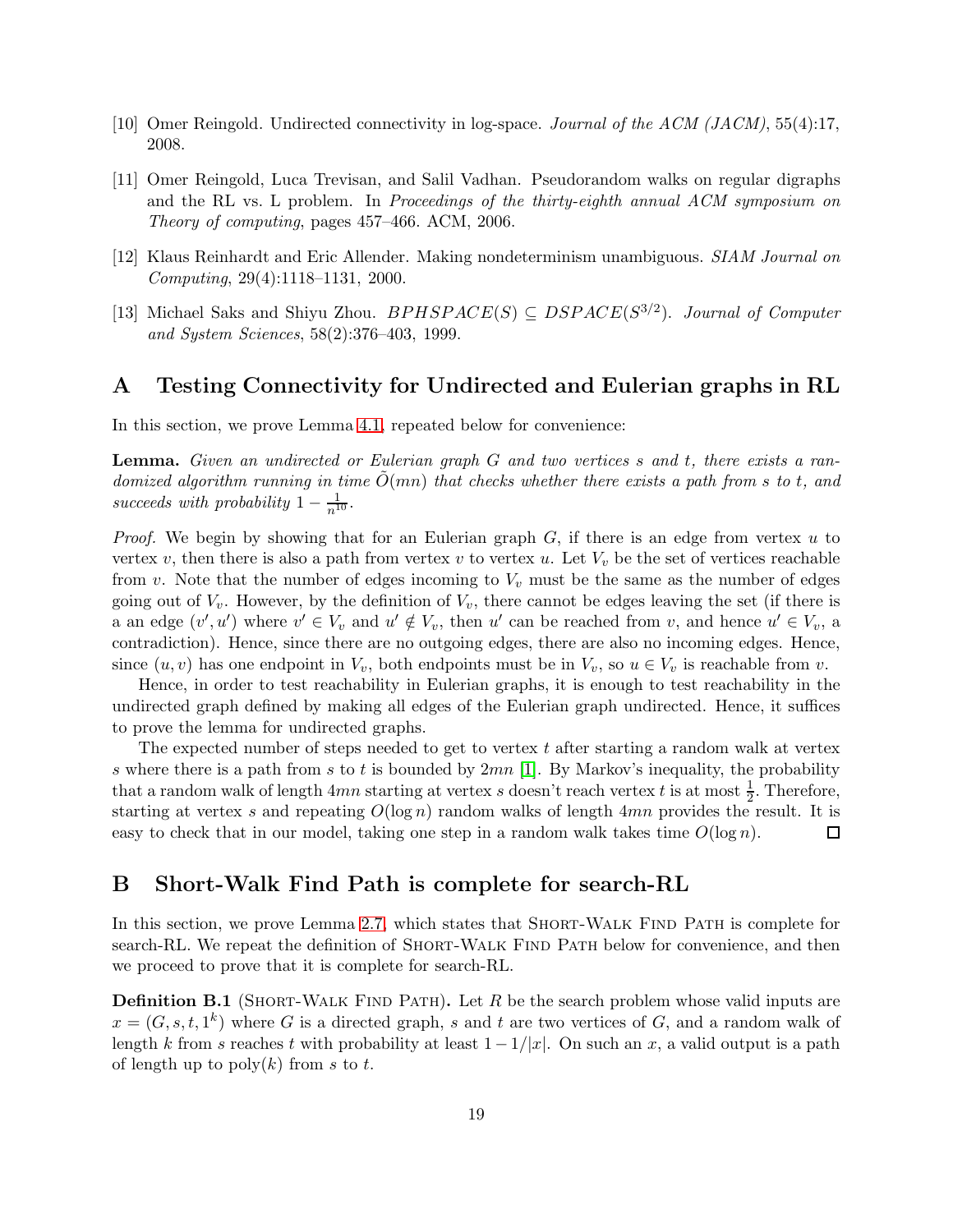[10] Omer Reingold. Undirected connectivity in log-space. *Journal of the ACM (JACM)*, 55(4):17, 2008.

[11] Omer Reingold, Luca Trevisan, and Salil Vadhan. Pseudorandom walks on regular digraphs and the RL vs. L problem. In *Proceedings of the thirty-eighth annual ACM symposium on Theory of computing*, pages 457–466. ACM, 2006.

[12] Klaus Reinhardt and Eric Allender. Making nondeterminism unambiguous. *SIAM Journal on Computing*, 29(4):1118–1131, 2000.

[13] Michael Saks and Shiyu Zhou. $BPHSPACE(S) \subseteq DSPACE(S^{3/2})$. *Journal of Computer and System Sciences*, 58(2):376–403, 1999.

# A Testing Connectivity for Undirected and Eulerian graphs in RL

In this section, we prove Lemma 4.1, repeated below for convenience:

**Lemma.** *Given an undirected or Eulerian graph $G$ and two vertices $s$ and $t$, there exists a randomized algorithm running in time $\tilde{O}(mn)$ that checks whether there exists a path from $s$ to $t$, and succeeds with probability $1 - \frac{1}{n^{10}}$.*

*Proof.* We begin by showing that for an Eulerian graph $G$, if there is an edge from vertex $u$ to vertex $v$, then there is also a path from vertex $v$ to vertex $u$. Let $V_v$ be the set of vertices reachable from $v$. Note that the number of edges incoming to $V_v$ must be the same as the number of edges going out of $V_v$. However, by the definition of $V_v$, there cannot be edges leaving the set (if there is a an edge $(v', u')$ where $v' \in V_v$ and $u' \notin V_v$, then $u'$ can be reached from $v$, and hence $u' \in V_v$, a contradiction). Hence, since there are no outgoing edges, there are also no incoming edges. Hence, since $(u, v)$ has one endpoint in $V_v$, both endpoints must be in $V_v$, so $u \in V_v$ is reachable from $v$.

Hence, in order to test reachability in Eulerian graphs, it is enough to test reachability in the undirected graph defined by making all edges of the Eulerian graph undirected. Hence, it suffices to prove the lemma for undirected graphs.

The expected number of steps needed to get to vertex $t$ after starting a random walk at vertex $s$ where there is a path from $s$ to $t$ is bounded by $2mn$ [1]. By Markov's inequality, the probability that a random walk of length $4mn$ starting at vertex $s$ doesn't reach vertex $t$ is at most $\frac{1}{2}$. Therefore, starting at vertex $s$ and repeating $O(\log n)$ random walks of length $4mn$ provides the result. It is easy to check that in our model, taking one step in a random walk takes time $O(\log n)$. ☐

# B Short-Walk Find Path is complete for search-RL

In this section, we prove Lemma 2.7, which states that Short-Walk Find Path is complete for search-RL. We repeat the definition of Short-Walk Find Path below for convenience, and then we proceed to prove that it is complete for search-RL.

**Definition B.1** (Short-Walk Find Path)**.** Let $R$ be the search problem whose valid inputs are $x = (G, s, t, 1^k)$ where $G$ is a directed graph, $s$ and $t$ are two vertices of $G$, and a random walk of length $k$ from $s$ reaches $t$ with probability at least $1 - 1/|x|$. On such an $x$, a valid output is a path of length up to $\text{poly}(k)$ from $s$ to $t$.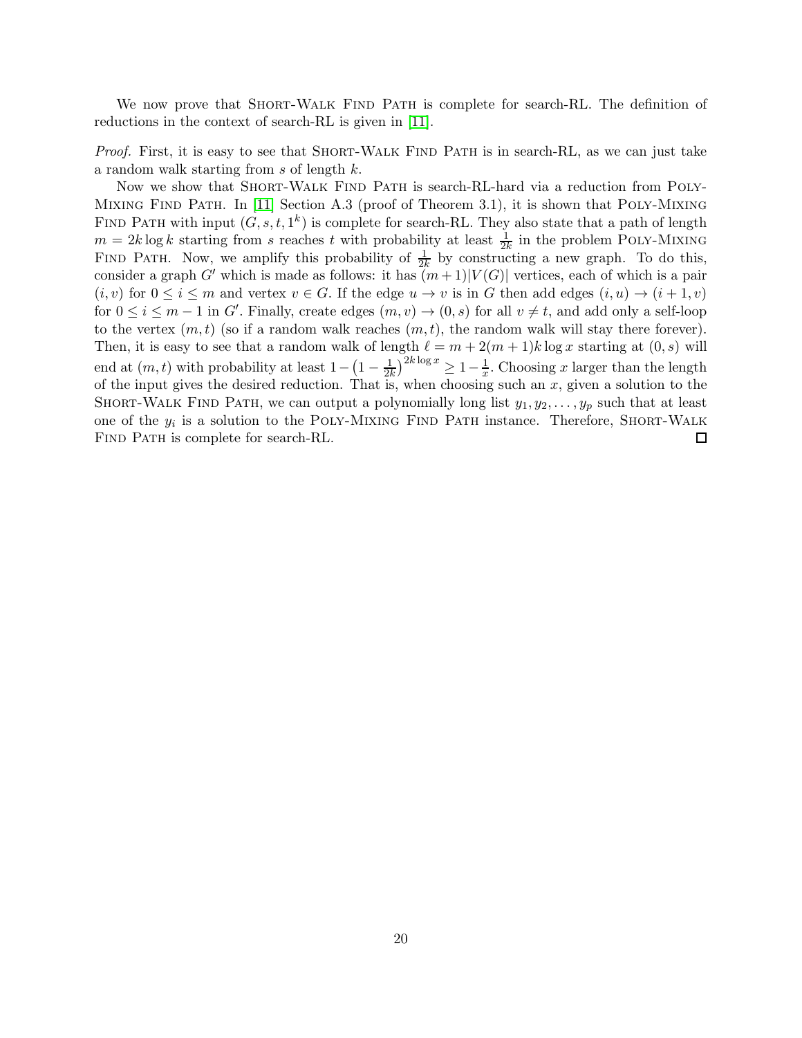We now prove that Short-Walk Find Path is complete for search-RL. The definition of reductions in the context of search-RL is given in [11].

*Proof.* First, it is easy to see that Short-Walk Find Path is in search-RL, as we can just take a random walk starting from $s$ of length $k$.

Now we show that Short-Walk Find Path is search-RL-hard via a reduction from Poly-Mixing Find Path. In [11] Section A.3 (proof of Theorem 3.1), it is shown that Poly-Mixing Find Path with input $(G, s, t, 1^k)$ is complete for search-RL. They also state that a path of length $m = 2k \log k$ starting from $s$ reaches $t$ with probability at least $\frac{1}{2k}$ in the problem Poly-Mixing Find Path. Now, we amplify this probability of $\frac{1}{2k}$ by constructing a new graph. To do this, consider a graph $G'$ which is made as follows: it has $(m+1)|V(G)|$ vertices, each of which is a pair $(i, v)$ for $0 \le i \le m$ and vertex $v \in G$. If the edge $u \to v$ is in $G$ then add edges $(i, u) \to (i+1, v)$ for $0 \le i \le m-1$ in $G'$. Finally, create edges $(m, v) \to (0, s)$ for all $v \ne t$, and add only a self-loop to the vertex $(m, t)$ (so if a random walk reaches $(m, t)$, the random walk will stay there forever). Then, it is easy to see that a random walk of length $\ell = m + 2(m+1)k \log x$ starting at $(0, s)$ will end at $(m, t)$ with probability at least $1 - \left(1 - \frac{1}{2k}\right)^{2k \log x} \ge 1 - \frac{1}{x}$. Choosing $x$ larger than the length of the input gives the desired reduction. That is, when choosing such an $x$, given a solution to the Short-Walk Find Path, we can output a polynomially long list $y_1, y_2, \ldots, y_p$ such that at least one of the $y_i$ is a solution to the Poly-Mixing Find Path instance. Therefore, Short-Walk Find Path is complete for search-RL. ◻